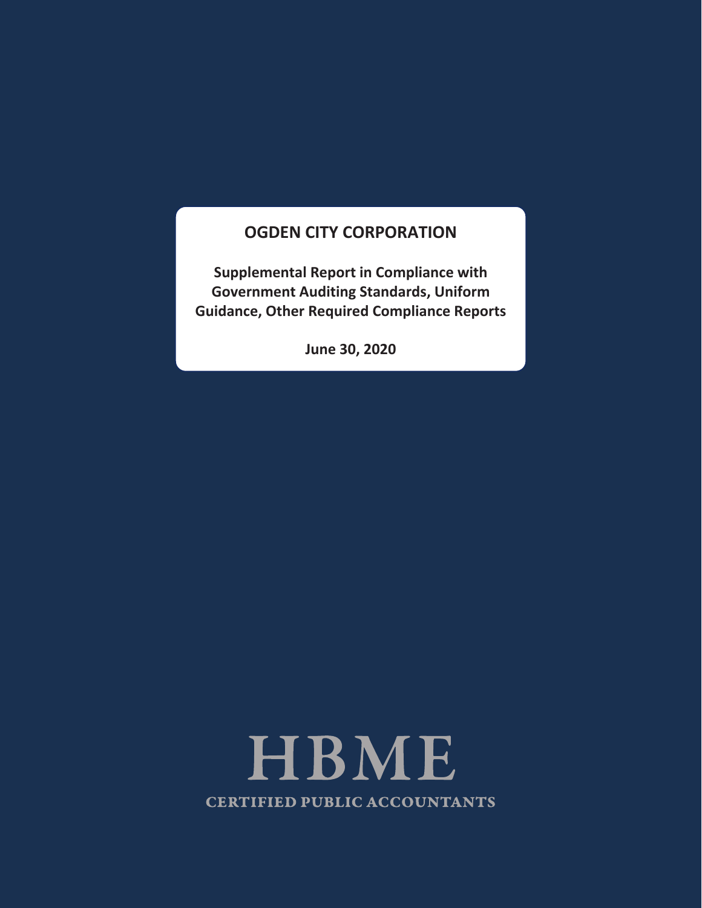# OGDEN CITY CORPORATION

**Supplemental Report in Compliance with Government Auditing Standards, Uniform Guidance, Other Required Compliance Reports**

**June 30, 2020**

HBME

CERTIFIED PUBLIC ACCOUNTANTS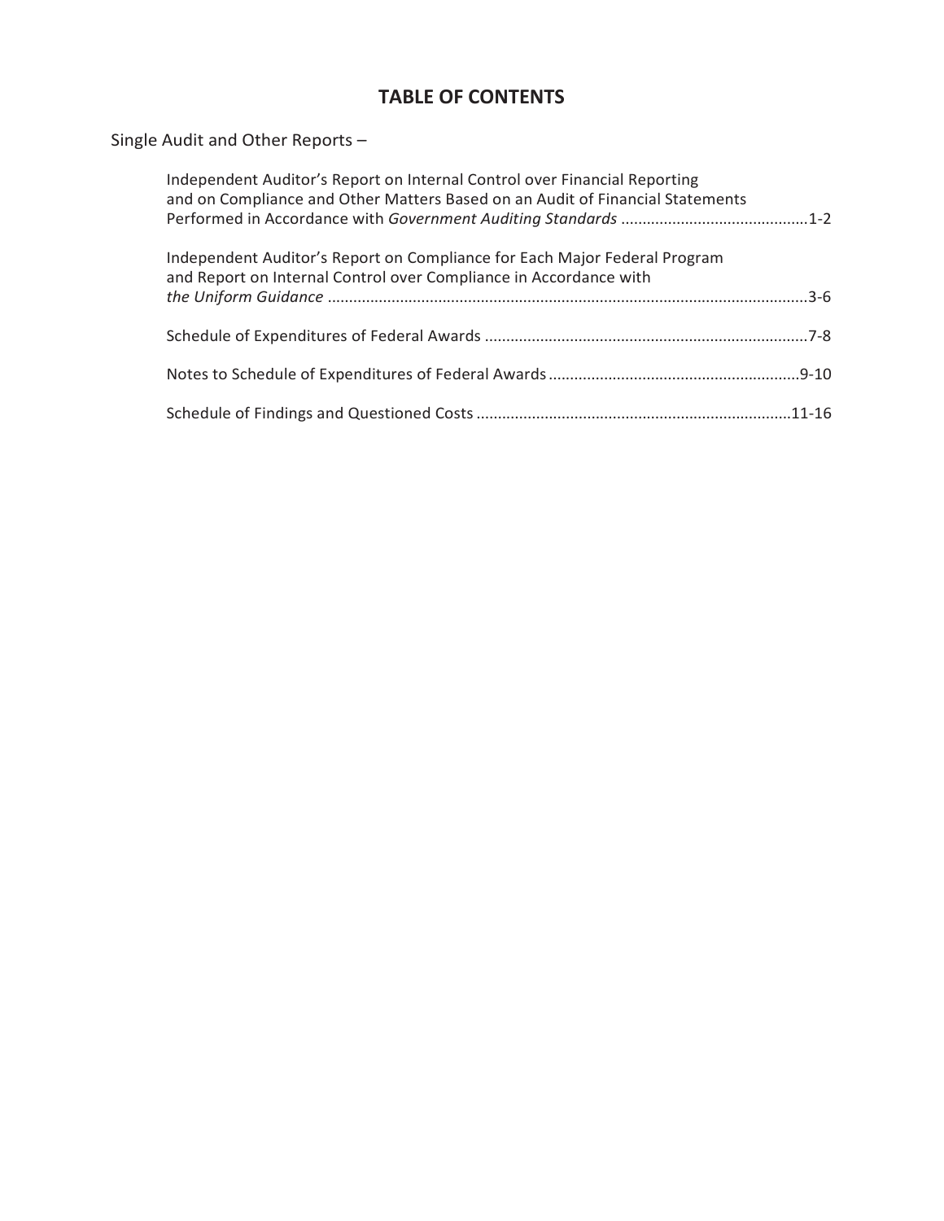# TABLE OF CONTENTS

Single Audit and Other Reports –

| | |
|---|---|
| Independent Auditor's Report on Internal Control over Financial Reporting and on Compliance and Other Matters Based on an Audit of Financial Statements Performed in Accordance with *Government Auditing Standards* | 1-2 |
| Independent Auditor's Report on Compliance for Each Major Federal Program and Report on Internal Control over Compliance in Accordance with *the Uniform Guidance* | 3-6 |
| Schedule of Expenditures of Federal Awards | 7-8 |
| Notes to Schedule of Expenditures of Federal Awards | 9-10 |
| Schedule of Findings and Questioned Costs | 11-16 |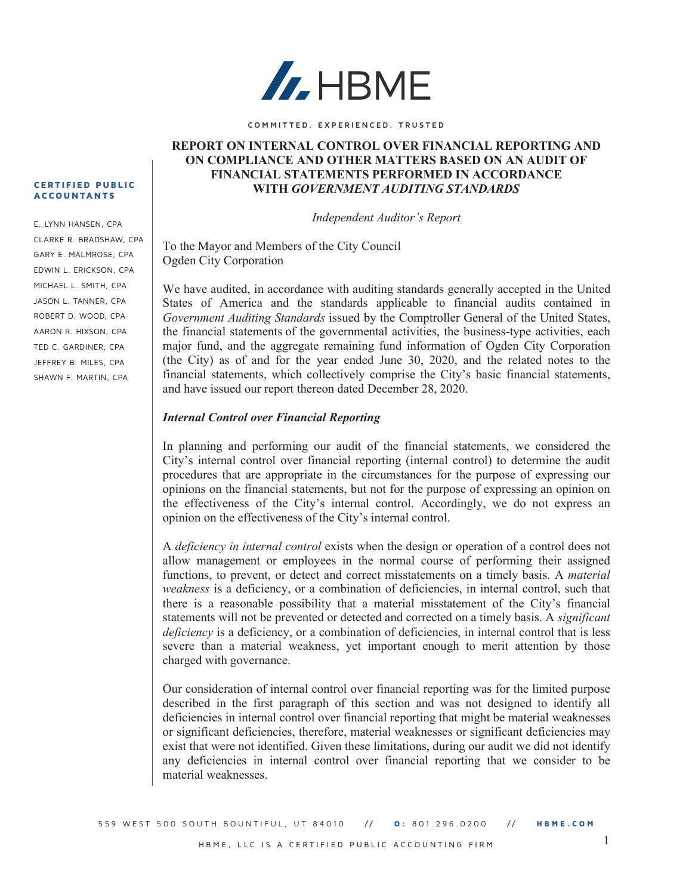HBME

COMMITTED. EXPERIENCED. TRUSTED

**CERTIFIED PUBLIC ACCOUNTANTS**

E. LYNN HANSEN, CPA
CLARKE R. BRADSHAW, CPA
GARY E. MALMROSE, CPA
EDWIN L. ERICKSON, CPA
MICHAEL L. SMITH, CPA
JASON L. TANNER, CPA
ROBERT D. WOOD, CPA
AARON R. HIXSON, CPA
TED C. GARDINER, CPA
JEFFREY B. MILES, CPA
SHAWN F. MARTIN, CPA

# REPORT ON INTERNAL CONTROL OVER FINANCIAL REPORTING AND ON COMPLIANCE AND OTHER MATTERS BASED ON AN AUDIT OF FINANCIAL STATEMENTS PERFORMED IN ACCORDANCE WITH *GOVERNMENT AUDITING STANDARDS*

*Independent Auditor's Report*

To the Mayor and Members of the City Council
Ogden City Corporation

We have audited, in accordance with auditing standards generally accepted in the United States of America and the standards applicable to financial audits contained in *Government Auditing Standards* issued by the Comptroller General of the United States, the financial statements of the governmental activities, the business-type activities, each major fund, and the aggregate remaining fund information of Ogden City Corporation (the City) as of and for the year ended June 30, 2020, and the related notes to the financial statements, which collectively comprise the City's basic financial statements, and have issued our report thereon dated December 28, 2020.

## *Internal Control over Financial Reporting*

In planning and performing our audit of the financial statements, we considered the City's internal control over financial reporting (internal control) to determine the audit procedures that are appropriate in the circumstances for the purpose of expressing our opinions on the financial statements, but not for the purpose of expressing an opinion on the effectiveness of the City's internal control. Accordingly, we do not express an opinion on the effectiveness of the City's internal control.

A *deficiency in internal control* exists when the design or operation of a control does not allow management or employees in the normal course of performing their assigned functions, to prevent, or detect and correct misstatements on a timely basis. A *material weakness* is a deficiency, or a combination of deficiencies, in internal control, such that there is a reasonable possibility that a material misstatement of the City's financial statements will not be prevented or detected and corrected on a timely basis. A *significant deficiency* is a deficiency, or a combination of deficiencies, in internal control that is less severe than a material weakness, yet important enough to merit attention by those charged with governance.

Our consideration of internal control over financial reporting was for the limited purpose described in the first paragraph of this section and was not designed to identify all deficiencies in internal control over financial reporting that might be material weaknesses or significant deficiencies, therefore, material weaknesses or significant deficiencies may exist that were not identified. Given these limitations, during our audit we did not identify any deficiencies in internal control over financial reporting that we consider to be material weaknesses.

559 WEST 500 SOUTH BOUNTIFUL, UT 84010 // O: 801.296.0200 // HBME.COM

HBME, LLC IS A CERTIFIED PUBLIC ACCOUNTING FIRM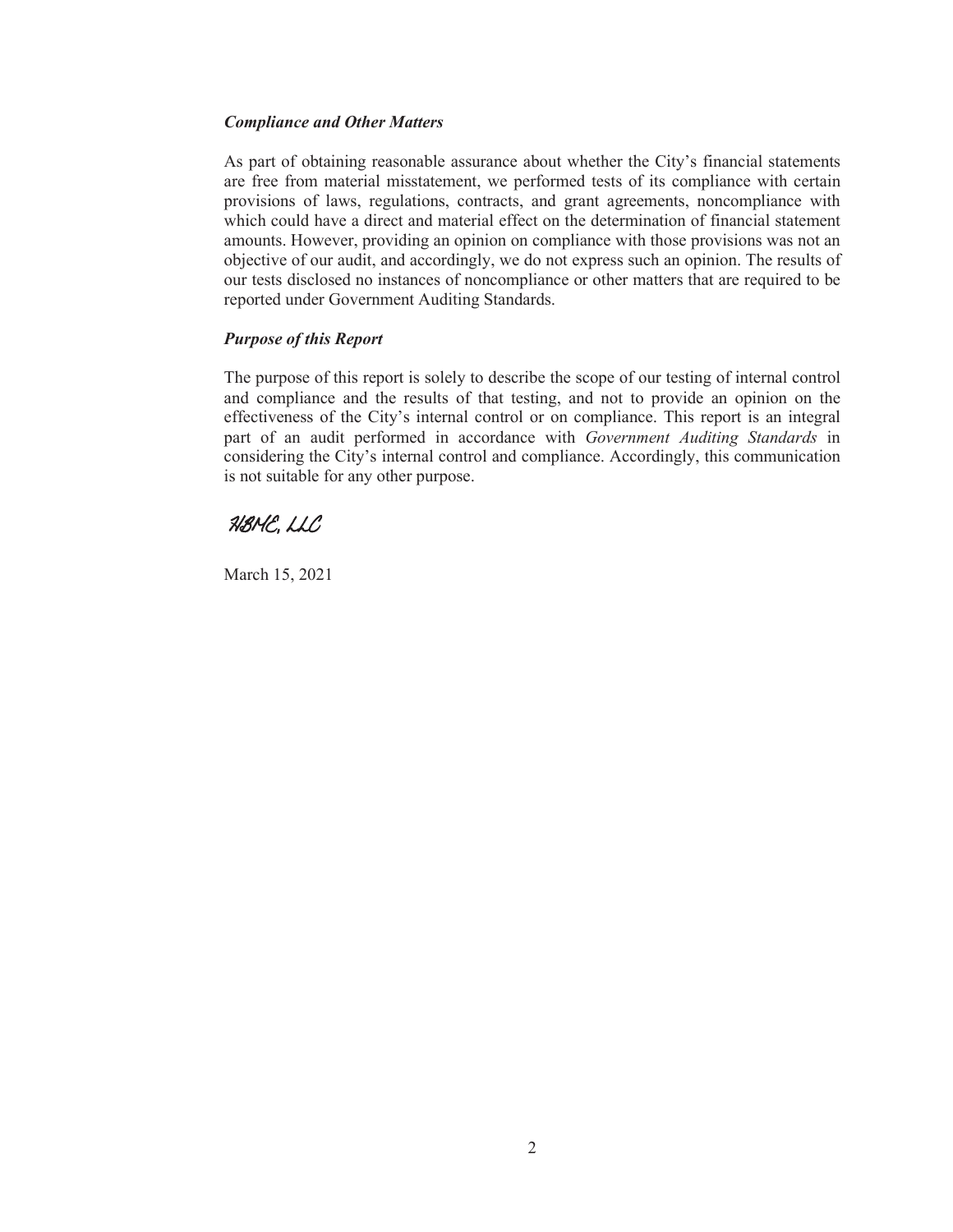***Compliance and Other Matters***

As part of obtaining reasonable assurance about whether the City's financial statements are free from material misstatement, we performed tests of its compliance with certain provisions of laws, regulations, contracts, and grant agreements, noncompliance with which could have a direct and material effect on the determination of financial statement amounts. However, providing an opinion on compliance with those provisions was not an objective of our audit, and accordingly, we do not express such an opinion. The results of our tests disclosed no instances of noncompliance or other matters that are required to be reported under Government Auditing Standards.

***Purpose of this Report***

The purpose of this report is solely to describe the scope of our testing of internal control and compliance and the results of that testing, and not to provide an opinion on the effectiveness of the City's internal control or on compliance. This report is an integral part of an audit performed in accordance with *Government Auditing Standards* in considering the City's internal control and compliance. Accordingly, this communication is not suitable for any other purpose.

HBMC, LLC

March 15, 2021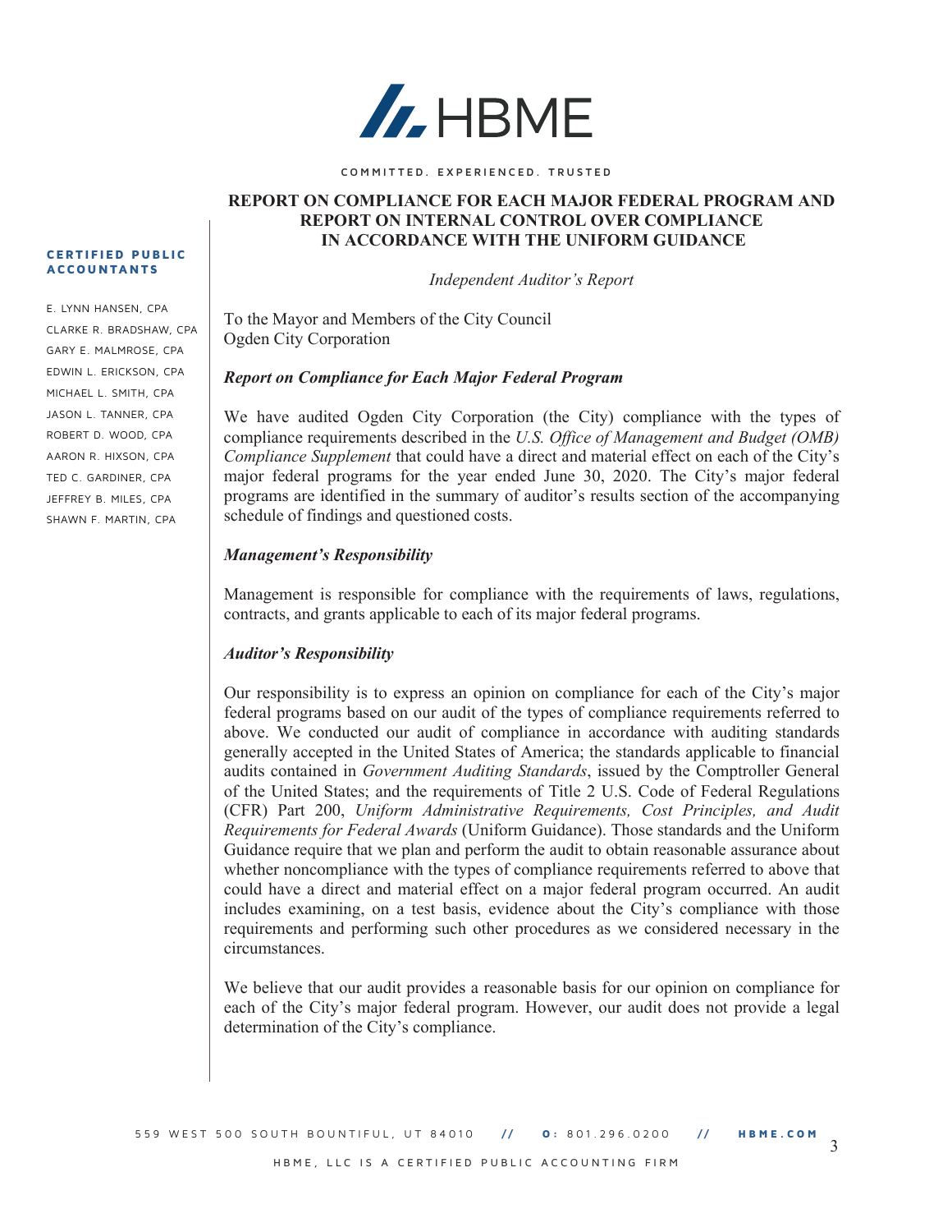# REPORT ON COMPLIANCE FOR EACH MAJOR FEDERAL PROGRAM AND REPORT ON INTERNAL CONTROL OVER COMPLIANCE IN ACCORDANCE WITH THE UNIFORM GUIDANCE

*Independent Auditor's Report*

To the Mayor and Members of the City Council
Ogden City Corporation

***Report on Compliance for Each Major Federal Program***

We have audited Ogden City Corporation (the City) compliance with the types of compliance requirements described in the *U.S. Office of Management and Budget (OMB) Compliance Supplement* that could have a direct and material effect on each of the City's major federal programs for the year ended June 30, 2020. The City's major federal programs are identified in the summary of auditor's results section of the accompanying schedule of findings and questioned costs.

***Management's Responsibility***

Management is responsible for compliance with the requirements of laws, regulations, contracts, and grants applicable to each of its major federal programs.

***Auditor's Responsibility***

Our responsibility is to express an opinion on compliance for each of the City's major federal programs based on our audit of the types of compliance requirements referred to above. We conducted our audit of compliance in accordance with auditing standards generally accepted in the United States of America; the standards applicable to financial audits contained in *Government Auditing Standards*, issued by the Comptroller General of the United States; and the requirements of Title 2 U.S. Code of Federal Regulations (CFR) Part 200, *Uniform Administrative Requirements, Cost Principles, and Audit Requirements for Federal Awards* (Uniform Guidance). Those standards and the Uniform Guidance require that we plan and perform the audit to obtain reasonable assurance about whether noncompliance with the types of compliance requirements referred to above that could have a direct and material effect on a major federal program occurred. An audit includes examining, on a test basis, evidence about the City's compliance with those requirements and performing such other procedures as we considered necessary in the circumstances.

We believe that our audit provides a reasonable basis for our opinion on compliance for each of the City's major federal program. However, our audit does not provide a legal determination of the City's compliance.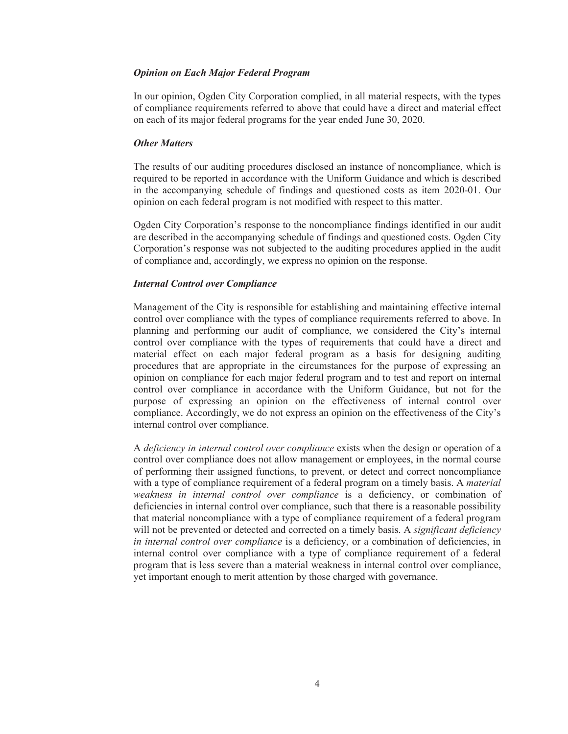***Opinion on Each Major Federal Program***

In our opinion, Ogden City Corporation complied, in all material respects, with the types of compliance requirements referred to above that could have a direct and material effect on each of its major federal programs for the year ended June 30, 2020.

***Other Matters***

The results of our auditing procedures disclosed an instance of noncompliance, which is required to be reported in accordance with the Uniform Guidance and which is described in the accompanying schedule of findings and questioned costs as item 2020-01. Our opinion on each federal program is not modified with respect to this matter.

Ogden City Corporation's response to the noncompliance findings identified in our audit are described in the accompanying schedule of findings and questioned costs. Ogden City Corporation's response was not subjected to the auditing procedures applied in the audit of compliance and, accordingly, we express no opinion on the response.

***Internal Control over Compliance***

Management of the City is responsible for establishing and maintaining effective internal control over compliance with the types of compliance requirements referred to above. In planning and performing our audit of compliance, we considered the City's internal control over compliance with the types of requirements that could have a direct and material effect on each major federal program as a basis for designing auditing procedures that are appropriate in the circumstances for the purpose of expressing an opinion on compliance for each major federal program and to test and report on internal control over compliance in accordance with the Uniform Guidance, but not for the purpose of expressing an opinion on the effectiveness of internal control over compliance. Accordingly, we do not express an opinion on the effectiveness of the City's internal control over compliance.

A *deficiency in internal control over compliance* exists when the design or operation of a control over compliance does not allow management or employees, in the normal course of performing their assigned functions, to prevent, or detect and correct noncompliance with a type of compliance requirement of a federal program on a timely basis. A *material weakness in internal control over compliance* is a deficiency, or combination of deficiencies in internal control over compliance, such that there is a reasonable possibility that material noncompliance with a type of compliance requirement of a federal program will not be prevented or detected and corrected on a timely basis. A *significant deficiency in internal control over compliance* is a deficiency, or a combination of deficiencies, in internal control over compliance with a type of compliance requirement of a federal program that is less severe than a material weakness in internal control over compliance, yet important enough to merit attention by those charged with governance.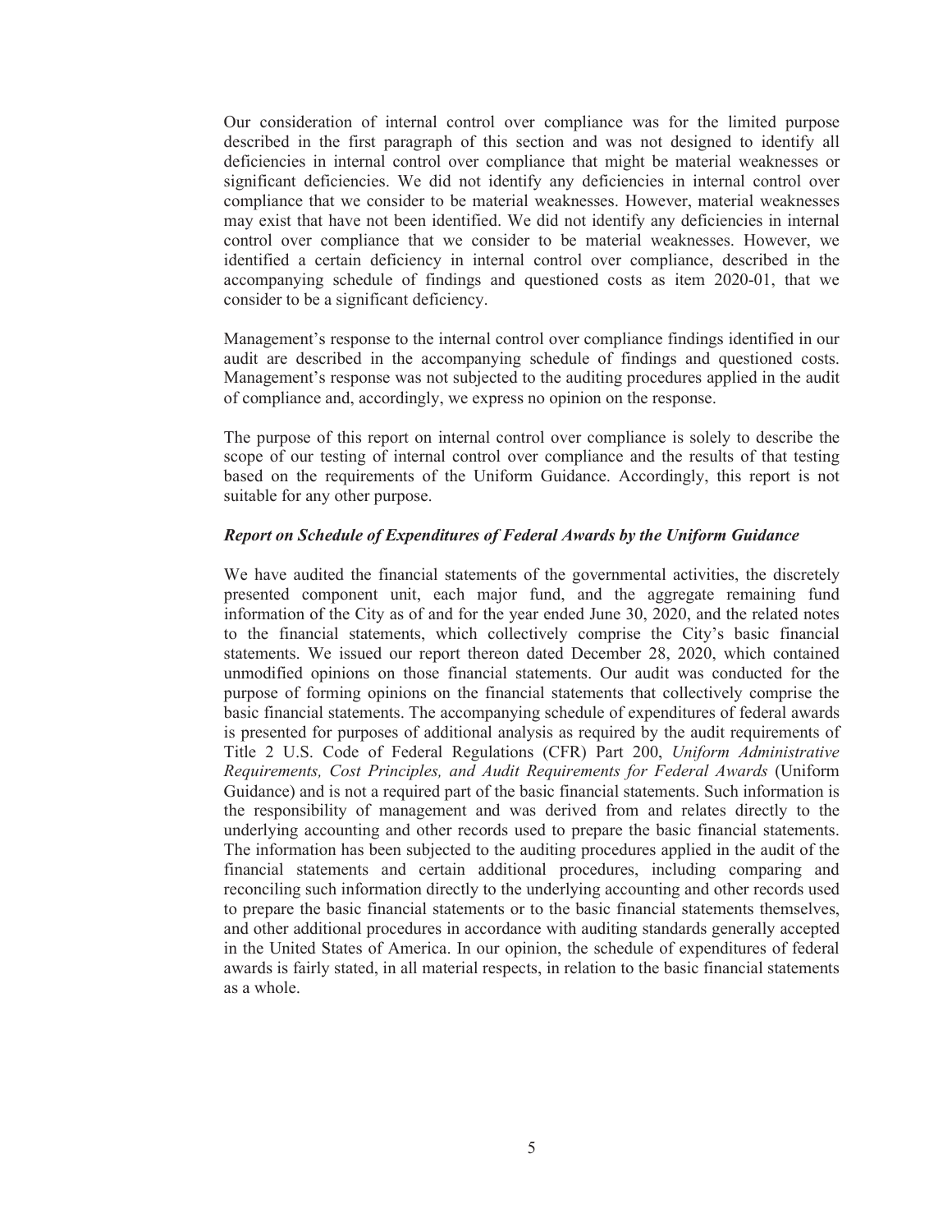Our consideration of internal control over compliance was for the limited purpose described in the first paragraph of this section and was not designed to identify all deficiencies in internal control over compliance that might be material weaknesses or significant deficiencies. We did not identify any deficiencies in internal control over compliance that we consider to be material weaknesses. However, material weaknesses may exist that have not been identified. We did not identify any deficiencies in internal control over compliance that we consider to be material weaknesses. However, we identified a certain deficiency in internal control over compliance, described in the accompanying schedule of findings and questioned costs as item 2020-01, that we consider to be a significant deficiency.

Management's response to the internal control over compliance findings identified in our audit are described in the accompanying schedule of findings and questioned costs. Management's response was not subjected to the auditing procedures applied in the audit of compliance and, accordingly, we express no opinion on the response.

The purpose of this report on internal control over compliance is solely to describe the scope of our testing of internal control over compliance and the results of that testing based on the requirements of the Uniform Guidance. Accordingly, this report is not suitable for any other purpose.

### *Report on Schedule of Expenditures of Federal Awards by the Uniform Guidance*

We have audited the financial statements of the governmental activities, the discretely presented component unit, each major fund, and the aggregate remaining fund information of the City as of and for the year ended June 30, 2020, and the related notes to the financial statements, which collectively comprise the City's basic financial statements. We issued our report thereon dated December 28, 2020, which contained unmodified opinions on those financial statements. Our audit was conducted for the purpose of forming opinions on the financial statements that collectively comprise the basic financial statements. The accompanying schedule of expenditures of federal awards is presented for purposes of additional analysis as required by the audit requirements of Title 2 U.S. Code of Federal Regulations (CFR) Part 200, *Uniform Administrative Requirements, Cost Principles, and Audit Requirements for Federal Awards* (Uniform Guidance) and is not a required part of the basic financial statements. Such information is the responsibility of management and was derived from and relates directly to the underlying accounting and other records used to prepare the basic financial statements. The information has been subjected to the auditing procedures applied in the audit of the financial statements and certain additional procedures, including comparing and reconciling such information directly to the underlying accounting and other records used to prepare the basic financial statements or to the basic financial statements themselves, and other additional procedures in accordance with auditing standards generally accepted in the United States of America. In our opinion, the schedule of expenditures of federal awards is fairly stated, in all material respects, in relation to the basic financial statements as a whole.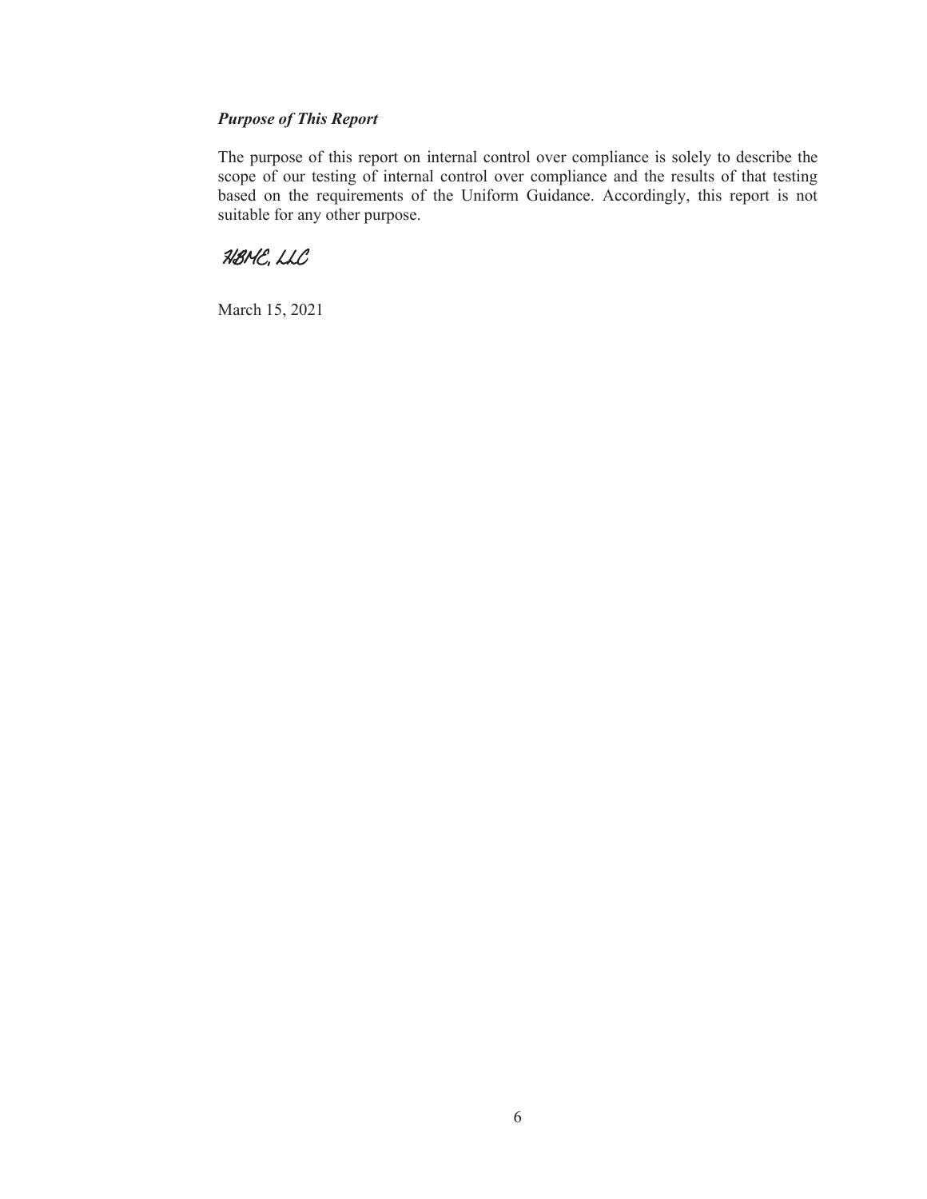***Purpose of This Report***

The purpose of this report on internal control over compliance is solely to describe the scope of our testing of internal control over compliance and the results of that testing based on the requirements of the Uniform Guidance. Accordingly, this report is not suitable for any other purpose.

HBMC, LLC

March 15, 2021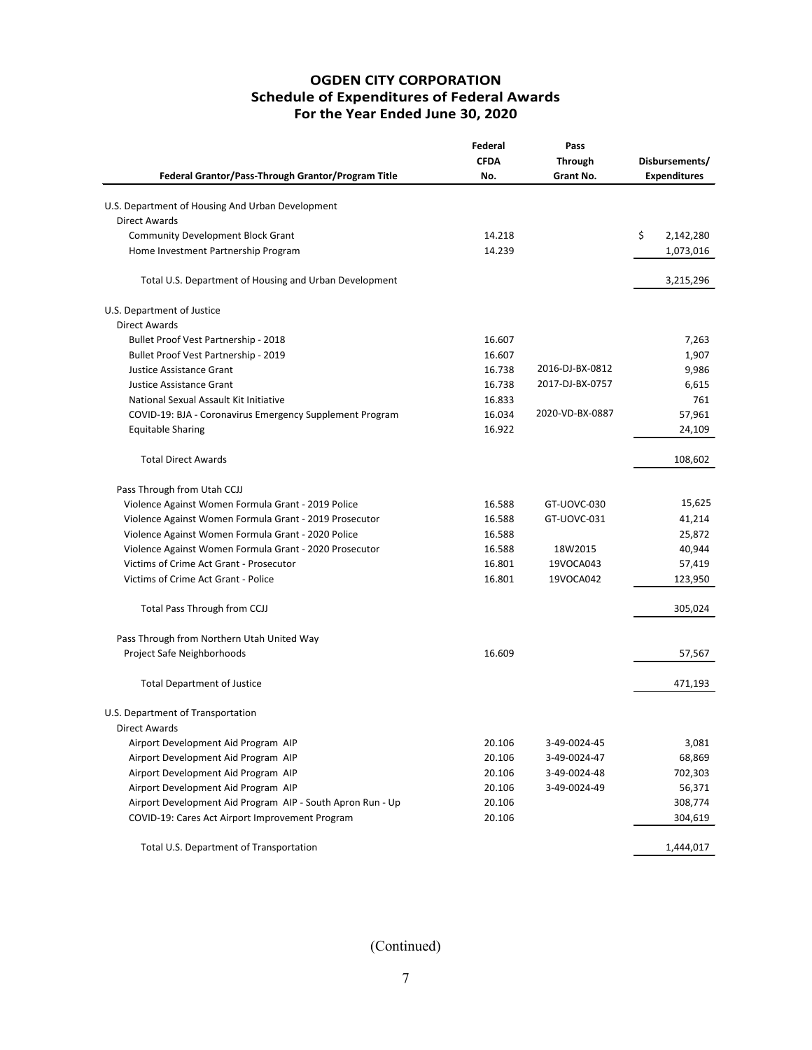# OGDEN CITY CORPORATION
## Schedule of Expenditures of Federal Awards
## For the Year Ended June 30, 2020

| Federal Grantor/Pass-Through Grantor/Program Title | Federal CFDA No. | Pass Through Grant No. | Disbursements/ Expenditures |
|---|---|---|---|
| U.S. Department of Housing And Urban Development | | | |
| Direct Awards | | | |
| Community Development Block Grant | 14.218 | | $ 2,142,280 |
| Home Investment Partnership Program | 14.239 | | 1,073,016 |
| Total U.S. Department of Housing and Urban Development | | | 3,215,296 |
| U.S. Department of Justice | | | |
| Direct Awards | | | |
| Bullet Proof Vest Partnership - 2018 | 16.607 | | 7,263 |
| Bullet Proof Vest Partnership - 2019 | 16.607 | | 1,907 |
| Justice Assistance Grant | 16.738 | 2016-DJ-BX-0812 | 9,986 |
| Justice Assistance Grant | 16.738 | 2017-DJ-BX-0757 | 6,615 |
| National Sexual Assault Kit Initiative | 16.833 | | 761 |
| COVID-19: BJA - Coronavirus Emergency Supplement Program | 16.034 | 2020-VD-BX-0887 | 57,961 |
| Equitable Sharing | 16.922 | | 24,109 |
| Total Direct Awards | | | 108,602 |
| Pass Through from Utah CCJJ | | | |
| Violence Against Women Formula Grant - 2019 Police | 16.588 | GT-UOVC-030 | 15,625 |
| Violence Against Women Formula Grant - 2019 Prosecutor | 16.588 | GT-UOVC-031 | 41,214 |
| Violence Against Women Formula Grant - 2020 Police | 16.588 | | 25,872 |
| Violence Against Women Formula Grant - 2020 Prosecutor | 16.588 | 18W2015 | 40,944 |
| Victims of Crime Act Grant - Prosecutor | 16.801 | 19VOCA043 | 57,419 |
| Victims of Crime Act Grant - Police | 16.801 | 19VOCA042 | 123,950 |
| Total Pass Through from CCJJ | | | 305,024 |
| Pass Through from Northern Utah United Way | | | |
| Project Safe Neighborhoods | 16.609 | | 57,567 |
| Total Department of Justice | | | 471,193 |
| U.S. Department of Transportation | | | |
| Direct Awards | | | |
| Airport Development Aid Program AIP | 20.106 | 3-49-0024-45 | 3,081 |
| Airport Development Aid Program AIP | 20.106 | 3-49-0024-47 | 68,869 |
| Airport Development Aid Program AIP | 20.106 | 3-49-0024-48 | 702,303 |
| Airport Development Aid Program AIP | 20.106 | 3-49-0024-49 | 56,371 |
| Airport Development Aid Program AIP - South Apron Run - Up | 20.106 | | 308,774 |
| COVID-19: Cares Act Airport Improvement Program | 20.106 | | 304,619 |
| Total U.S. Department of Transportation | | | 1,444,017 |

(Continued)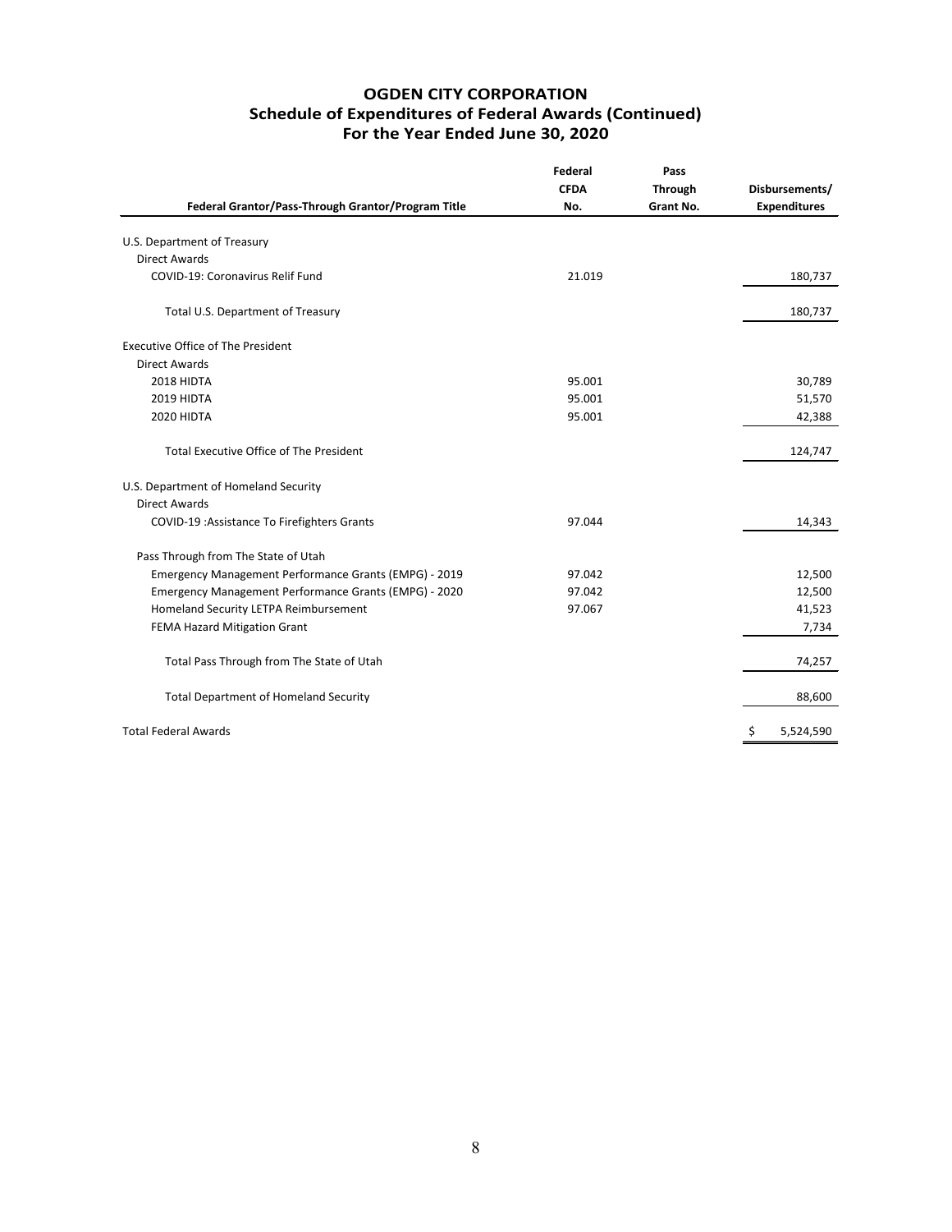# OGDEN CITY CORPORATION
## Schedule of Expenditures of Federal Awards (Continued)
## For the Year Ended June 30, 2020

| Federal Grantor/Pass-Through Grantor/Program Title | Federal CFDA No. | Pass Through Grant No. | Disbursements/ Expenditures |
|---|---|---|---|
| U.S. Department of Treasury | | | |
| Direct Awards | | | |
| COVID-19: Coronavirus Relif Fund | 21.019 | | 180,737 |
| Total U.S. Department of Treasury | | | 180,737 |
| Executive Office of The President | | | |
| Direct Awards | | | |
| 2018 HIDTA | 95.001 | | 30,789 |
| 2019 HIDTA | 95.001 | | 51,570 |
| 2020 HIDTA | 95.001 | | 42,388 |
| Total Executive Office of The President | | | 124,747 |
| U.S. Department of Homeland Security | | | |
| Direct Awards | | | |
| COVID-19 :Assistance To Firefighters Grants | 97.044 | | 14,343 |
| Pass Through from The State of Utah | | | |
| Emergency Management Performance Grants (EMPG) - 2019 | 97.042 | | 12,500 |
| Emergency Management Performance Grants (EMPG) - 2020 | 97.042 | | 12,500 |
| Homeland Security LETPA Reimbursement | 97.067 | | 41,523 |
| FEMA Hazard Mitigation Grant | | | 7,734 |
| Total Pass Through from The State of Utah | | | 74,257 |
| Total Department of Homeland Security | | | 88,600 |
| Total Federal Awards | | | $ 5,524,590 |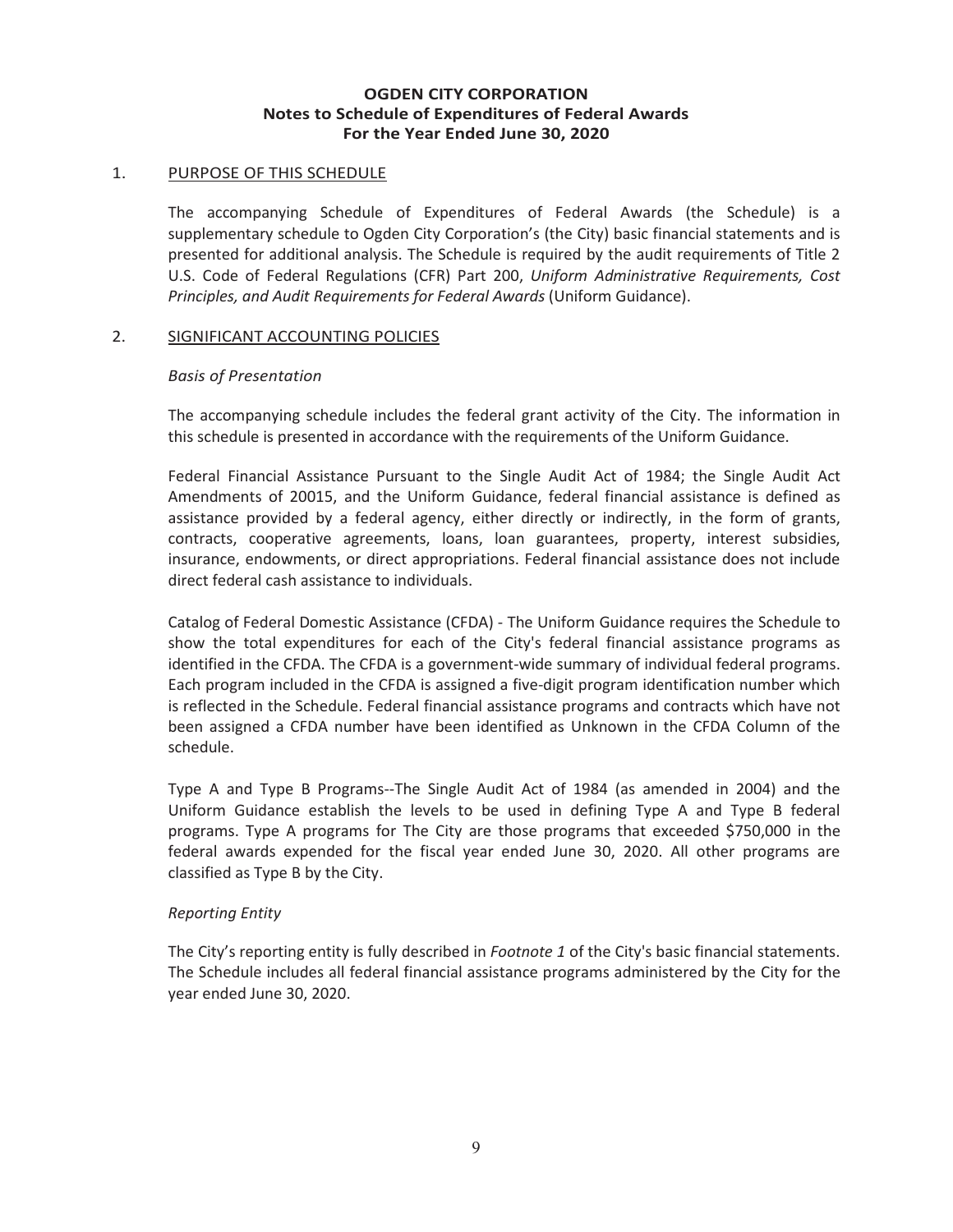**OGDEN CITY CORPORATION**
**Notes to Schedule of Expenditures of Federal Awards**
**For the Year Ended June 30, 2020**

## 1. PURPOSE OF THIS SCHEDULE

The accompanying Schedule of Expenditures of Federal Awards (the Schedule) is a supplementary schedule to Ogden City Corporation's (the City) basic financial statements and is presented for additional analysis. The Schedule is required by the audit requirements of Title 2 U.S. Code of Federal Regulations (CFR) Part 200, *Uniform Administrative Requirements, Cost Principles, and Audit Requirements for Federal Awards* (Uniform Guidance).

## 2. SIGNIFICANT ACCOUNTING POLICIES

*Basis of Presentation*

The accompanying schedule includes the federal grant activity of the City. The information in this schedule is presented in accordance with the requirements of the Uniform Guidance.

Federal Financial Assistance Pursuant to the Single Audit Act of 1984; the Single Audit Act Amendments of 20015, and the Uniform Guidance, federal financial assistance is defined as assistance provided by a federal agency, either directly or indirectly, in the form of grants, contracts, cooperative agreements, loans, loan guarantees, property, interest subsidies, insurance, endowments, or direct appropriations. Federal financial assistance does not include direct federal cash assistance to individuals.

Catalog of Federal Domestic Assistance (CFDA) - The Uniform Guidance requires the Schedule to show the total expenditures for each of the City's federal financial assistance programs as identified in the CFDA. The CFDA is a government-wide summary of individual federal programs. Each program included in the CFDA is assigned a five-digit program identification number which is reflected in the Schedule. Federal financial assistance programs and contracts which have not been assigned a CFDA number have been identified as Unknown in the CFDA Column of the schedule.

Type A and Type B Programs--The Single Audit Act of 1984 (as amended in 2004) and the Uniform Guidance establish the levels to be used in defining Type A and Type B federal programs. Type A programs for The City are those programs that exceeded $750,000 in the federal awards expended for the fiscal year ended June 30, 2020. All other programs are classified as Type B by the City.

*Reporting Entity*

The City's reporting entity is fully described in *Footnote 1* of the City's basic financial statements. The Schedule includes all federal financial assistance programs administered by the City for the year ended June 30, 2020.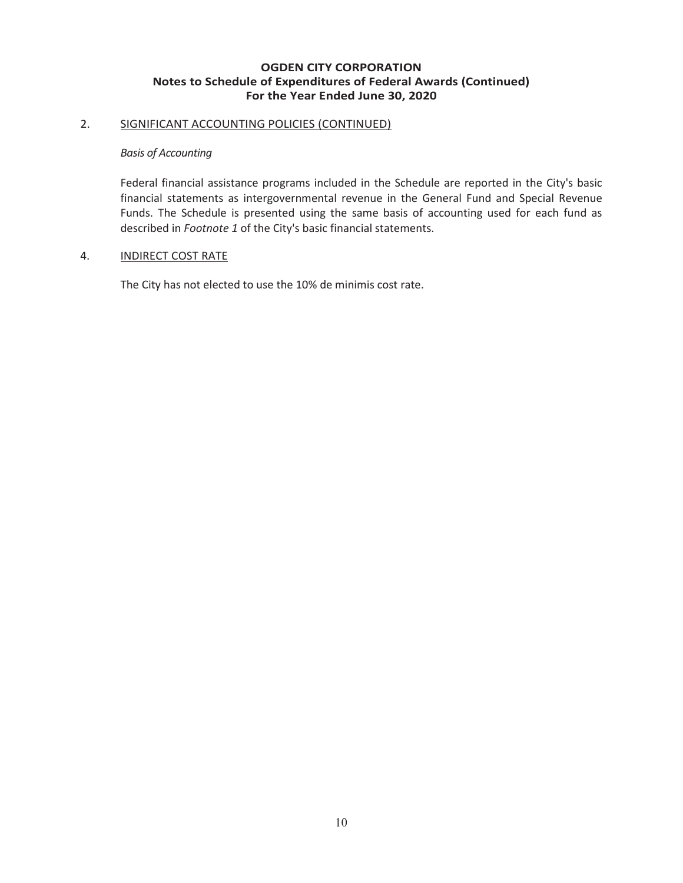# OGDEN CITY CORPORATION
## Notes to Schedule of Expenditures of Federal Awards (Continued)
## For the Year Ended June 30, 2020

2. SIGNIFICANT ACCOUNTING POLICIES (CONTINUED)

*Basis of Accounting*

Federal financial assistance programs included in the Schedule are reported in the City's basic financial statements as intergovernmental revenue in the General Fund and Special Revenue Funds. The Schedule is presented using the same basis of accounting used for each fund as described in *Footnote 1* of the City's basic financial statements.

4. INDIRECT COST RATE

The City has not elected to use the 10% de minimis cost rate.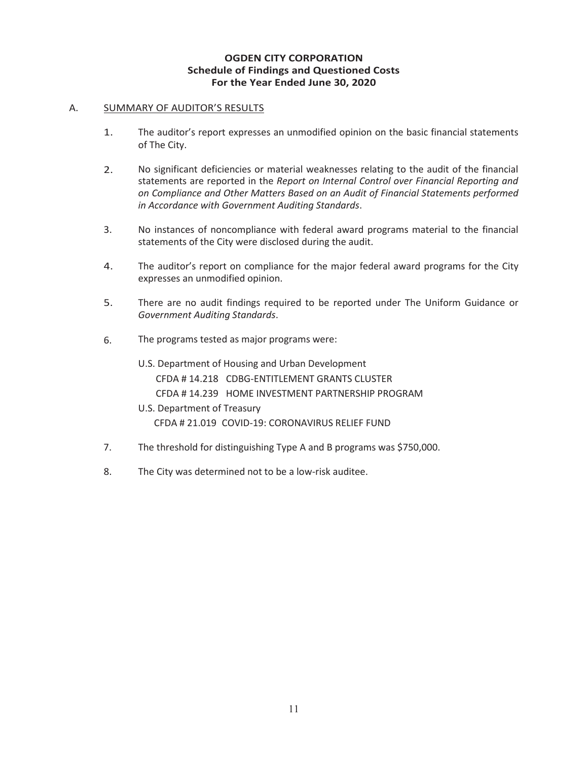**OGDEN CITY CORPORATION**
**Schedule of Findings and Questioned Costs**
**For the Year Ended June 30, 2020**

A. SUMMARY OF AUDITOR'S RESULTS

1. The auditor's report expresses an unmodified opinion on the basic financial statements of The City.

2. No significant deficiencies or material weaknesses relating to the audit of the financial statements are reported in the *Report on Internal Control over Financial Reporting and on Compliance and Other Matters Based on an Audit of Financial Statements performed in Accordance with Government Auditing Standards*.

3. No instances of noncompliance with federal award programs material to the financial statements of the City were disclosed during the audit.

4. The auditor's report on compliance for the major federal award programs for the City expresses an unmodified opinion.

5. There are no audit findings required to be reported under The Uniform Guidance or *Government Auditing Standards*.

6. The programs tested as major programs were:

   U.S. Department of Housing and Urban Development
   - CFDA # 14.218 CDBG-ENTITLEMENT GRANTS CLUSTER
   - CFDA # 14.239 HOME INVESTMENT PARTNERSHIP PROGRAM

   U.S. Department of Treasury
   - CFDA # 21.019 COVID-19: CORONAVIRUS RELIEF FUND

7. The threshold for distinguishing Type A and B programs was $750,000.

8. The City was determined not to be a low-risk auditee.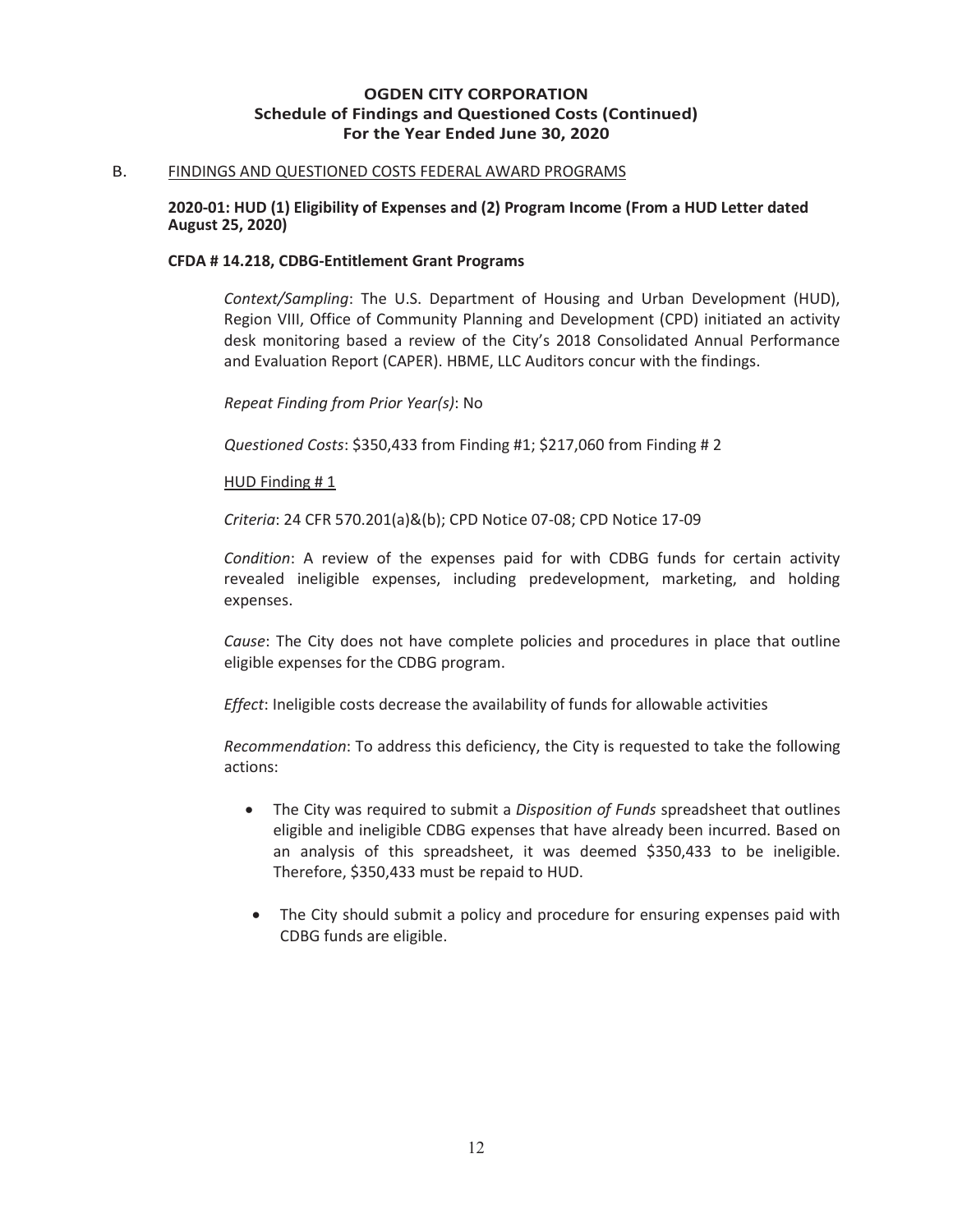# OGDEN CITY CORPORATION
## Schedule of Findings and Questioned Costs (Continued)
## For the Year Ended June 30, 2020

B. FINDINGS AND QUESTIONED COSTS FEDERAL AWARD PROGRAMS

**2020-01: HUD (1) Eligibility of Expenses and (2) Program Income (From a HUD Letter dated August 25, 2020)**

**CFDA # 14.218, CDBG-Entitlement Grant Programs**

*Context/Sampling*: The U.S. Department of Housing and Urban Development (HUD), Region VIII, Office of Community Planning and Development (CPD) initiated an activity desk monitoring based a review of the City's 2018 Consolidated Annual Performance and Evaluation Report (CAPER). HBME, LLC Auditors concur with the findings.

*Repeat Finding from Prior Year(s)*: No

*Questioned Costs*: $350,433 from Finding #1; $217,060 from Finding # 2

HUD Finding # 1

*Criteria*: 24 CFR 570.201(a)&(b); CPD Notice 07-08; CPD Notice 17-09

*Condition*: A review of the expenses paid for with CDBG funds for certain activity revealed ineligible expenses, including predevelopment, marketing, and holding expenses.

*Cause*: The City does not have complete policies and procedures in place that outline eligible expenses for the CDBG program.

*Effect*: Ineligible costs decrease the availability of funds for allowable activities

*Recommendation*: To address this deficiency, the City is requested to take the following actions:

- The City was required to submit a *Disposition of Funds* spreadsheet that outlines eligible and ineligible CDBG expenses that have already been incurred. Based on an analysis of this spreadsheet, it was deemed $350,433 to be ineligible. Therefore, $350,433 must be repaid to HUD.
- The City should submit a policy and procedure for ensuring expenses paid with CDBG funds are eligible.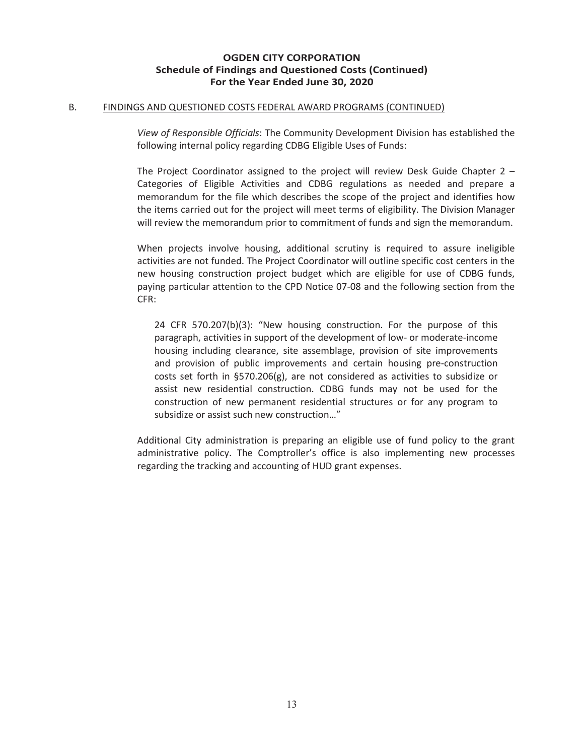**OGDEN CITY CORPORATION**
**Schedule of Findings and Questioned Costs (Continued)**
**For the Year Ended June 30, 2020**

B. FINDINGS AND QUESTIONED COSTS FEDERAL AWARD PROGRAMS (CONTINUED)

*View of Responsible Officials*: The Community Development Division has established the following internal policy regarding CDBG Eligible Uses of Funds:

The Project Coordinator assigned to the project will review Desk Guide Chapter 2 – Categories of Eligible Activities and CDBG regulations as needed and prepare a memorandum for the file which describes the scope of the project and identifies how the items carried out for the project will meet terms of eligibility. The Division Manager will review the memorandum prior to commitment of funds and sign the memorandum.

When projects involve housing, additional scrutiny is required to assure ineligible activities are not funded. The Project Coordinator will outline specific cost centers in the new housing construction project budget which are eligible for use of CDBG funds, paying particular attention to the CPD Notice 07-08 and the following section from the CFR:

> 24 CFR 570.207(b)(3): "New housing construction. For the purpose of this paragraph, activities in support of the development of low- or moderate-income housing including clearance, site assemblage, provision of site improvements and provision of public improvements and certain housing pre-construction costs set forth in §570.206(g), are not considered as activities to subsidize or assist new residential construction. CDBG funds may not be used for the construction of new permanent residential structures or for any program to subsidize or assist such new construction…"

Additional City administration is preparing an eligible use of fund policy to the grant administrative policy. The Comptroller's office is also implementing new processes regarding the tracking and accounting of HUD grant expenses.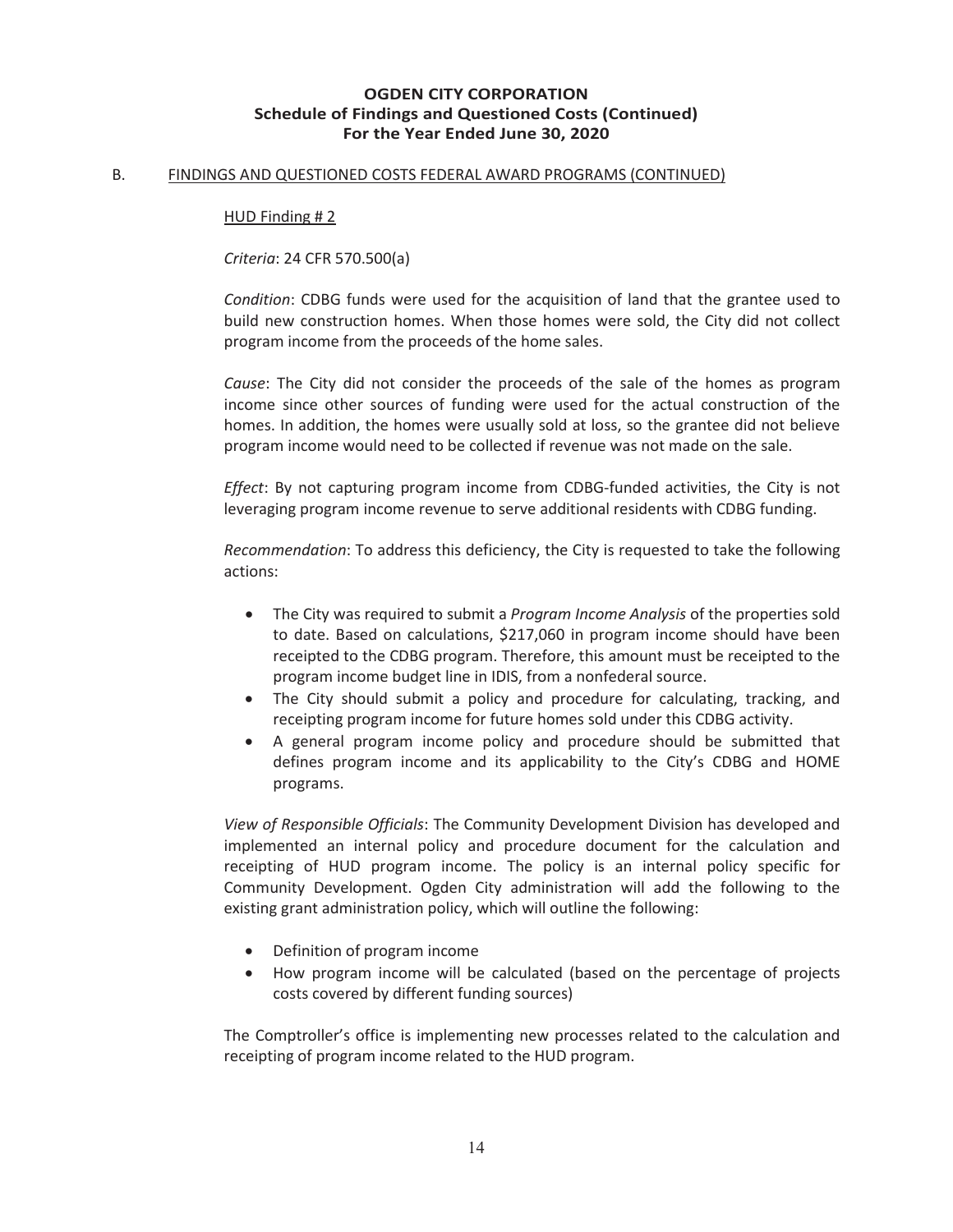**OGDEN CITY CORPORATION**
**Schedule of Findings and Questioned Costs (Continued)**
**For the Year Ended June 30, 2020**

B. FINDINGS AND QUESTIONED COSTS FEDERAL AWARD PROGRAMS (CONTINUED)

HUD Finding # 2

*Criteria*: 24 CFR 570.500(a)

*Condition*: CDBG funds were used for the acquisition of land that the grantee used to build new construction homes. When those homes were sold, the City did not collect program income from the proceeds of the home sales.

*Cause*: The City did not consider the proceeds of the sale of the homes as program income since other sources of funding were used for the actual construction of the homes. In addition, the homes were usually sold at loss, so the grantee did not believe program income would need to be collected if revenue was not made on the sale.

*Effect*: By not capturing program income from CDBG-funded activities, the City is not leveraging program income revenue to serve additional residents with CDBG funding.

*Recommendation*: To address this deficiency, the City is requested to take the following actions:

- The City was required to submit a *Program Income Analysis* of the properties sold to date. Based on calculations, $217,060 in program income should have been receipted to the CDBG program. Therefore, this amount must be receipted to the program income budget line in IDIS, from a nonfederal source.
- The City should submit a policy and procedure for calculating, tracking, and receipting program income for future homes sold under this CDBG activity.
- A general program income policy and procedure should be submitted that defines program income and its applicability to the City's CDBG and HOME programs.

*View of Responsible Officials*: The Community Development Division has developed and implemented an internal policy and procedure document for the calculation and receipting of HUD program income. The policy is an internal policy specific for Community Development. Ogden City administration will add the following to the existing grant administration policy, which will outline the following:

- Definition of program income
- How program income will be calculated (based on the percentage of projects costs covered by different funding sources)

The Comptroller's office is implementing new processes related to the calculation and receipting of program income related to the HUD program.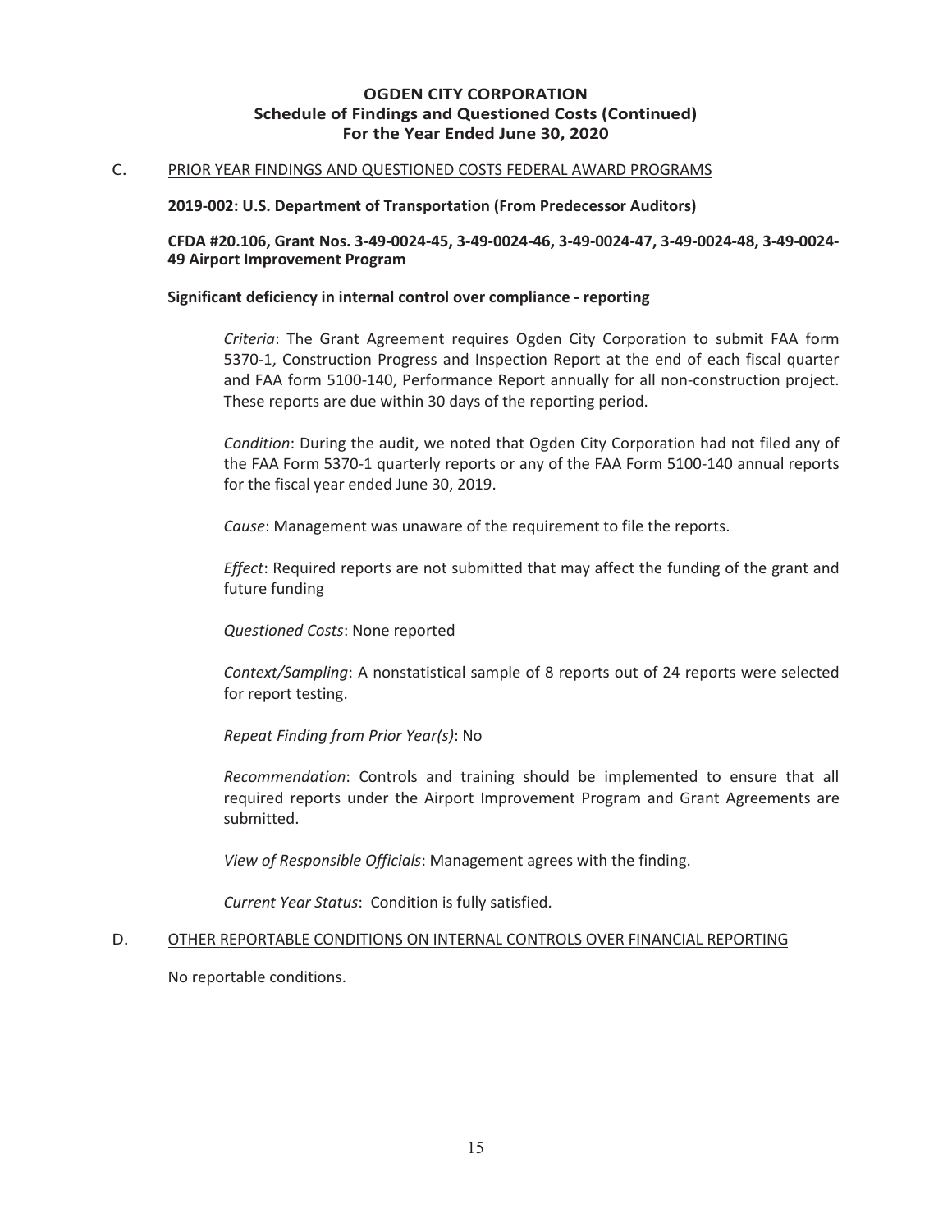**OGDEN CITY CORPORATION**
**Schedule of Findings and Questioned Costs (Continued)**
**For the Year Ended June 30, 2020**

C. PRIOR YEAR FINDINGS AND QUESTIONED COSTS FEDERAL AWARD PROGRAMS

**2019-002: U.S. Department of Transportation (From Predecessor Auditors)**

**CFDA #20.106, Grant Nos. 3-49-0024-45, 3-49-0024-46, 3-49-0024-47, 3-49-0024-48, 3-49-0024-49 Airport Improvement Program**

**Significant deficiency in internal control over compliance - reporting**

*Criteria*: The Grant Agreement requires Ogden City Corporation to submit FAA form 5370-1, Construction Progress and Inspection Report at the end of each fiscal quarter and FAA form 5100-140, Performance Report annually for all non-construction project. These reports are due within 30 days of the reporting period.

*Condition*: During the audit, we noted that Ogden City Corporation had not filed any of the FAA Form 5370-1 quarterly reports or any of the FAA Form 5100-140 annual reports for the fiscal year ended June 30, 2019.

*Cause*: Management was unaware of the requirement to file the reports.

*Effect*: Required reports are not submitted that may affect the funding of the grant and future funding

*Questioned Costs*: None reported

*Context/Sampling*: A nonstatistical sample of 8 reports out of 24 reports were selected for report testing.

*Repeat Finding from Prior Year(s)*: No

*Recommendation*: Controls and training should be implemented to ensure that all required reports under the Airport Improvement Program and Grant Agreements are submitted.

*View of Responsible Officials*: Management agrees with the finding.

*Current Year Status*: Condition is fully satisfied.

D. OTHER REPORTABLE CONDITIONS ON INTERNAL CONTROLS OVER FINANCIAL REPORTING

No reportable conditions.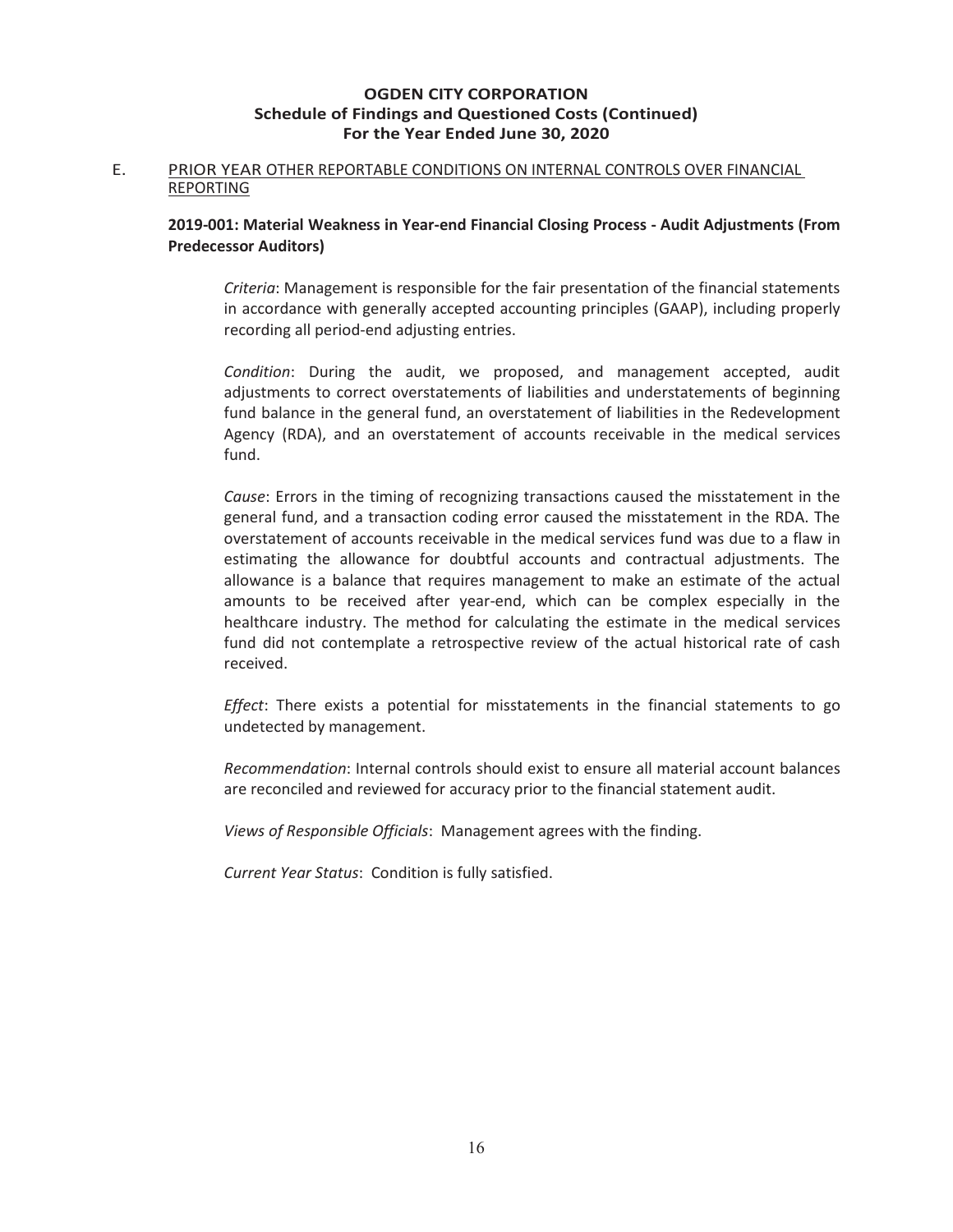# OGDEN CITY CORPORATION
## Schedule of Findings and Questioned Costs (Continued)
## For the Year Ended June 30, 2020

E. PRIOR YEAR OTHER REPORTABLE CONDITIONS ON INTERNAL CONTROLS OVER FINANCIAL REPORTING

**2019-001: Material Weakness in Year-end Financial Closing Process - Audit Adjustments (From Predecessor Auditors)**

*Criteria*: Management is responsible for the fair presentation of the financial statements in accordance with generally accepted accounting principles (GAAP), including properly recording all period-end adjusting entries.

*Condition*: During the audit, we proposed, and management accepted, audit adjustments to correct overstatements of liabilities and understatements of beginning fund balance in the general fund, an overstatement of liabilities in the Redevelopment Agency (RDA), and an overstatement of accounts receivable in the medical services fund.

*Cause*: Errors in the timing of recognizing transactions caused the misstatement in the general fund, and a transaction coding error caused the misstatement in the RDA. The overstatement of accounts receivable in the medical services fund was due to a flaw in estimating the allowance for doubtful accounts and contractual adjustments. The allowance is a balance that requires management to make an estimate of the actual amounts to be received after year-end, which can be complex especially in the healthcare industry. The method for calculating the estimate in the medical services fund did not contemplate a retrospective review of the actual historical rate of cash received.

*Effect*: There exists a potential for misstatements in the financial statements to go undetected by management.

*Recommendation*: Internal controls should exist to ensure all material account balances are reconciled and reviewed for accuracy prior to the financial statement audit.

*Views of Responsible Officials*: Management agrees with the finding.

*Current Year Status*: Condition is fully satisfied.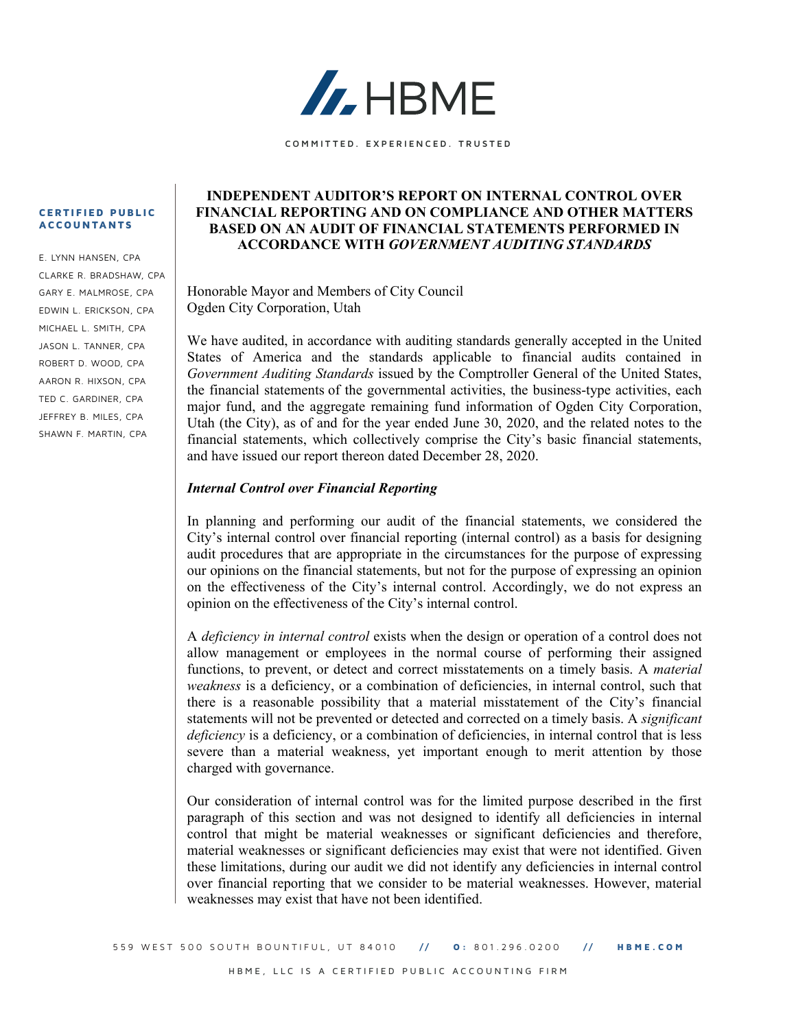# HBME

COMMITTED. EXPERIENCED. TRUSTED

**CERTIFIED PUBLIC ACCOUNTANTS**

E. LYNN HANSEN, CPA
CLARKE R. BRADSHAW, CPA
GARY E. MALMROSE, CPA
EDWIN L. ERICKSON, CPA
MICHAEL L. SMITH, CPA
JASON L. TANNER, CPA
ROBERT D. WOOD, CPA
AARON R. HIXSON, CPA
TED C. GARDINER, CPA
JEFFREY B. MILES, CPA
SHAWN F. MARTIN, CPA

## INDEPENDENT AUDITOR'S REPORT ON INTERNAL CONTROL OVER FINANCIAL REPORTING AND ON COMPLIANCE AND OTHER MATTERS BASED ON AN AUDIT OF FINANCIAL STATEMENTS PERFORMED IN ACCORDANCE WITH *GOVERNMENT AUDITING STANDARDS*

Honorable Mayor and Members of City Council
Ogden City Corporation, Utah

We have audited, in accordance with auditing standards generally accepted in the United States of America and the standards applicable to financial audits contained in *Government Auditing Standards* issued by the Comptroller General of the United States, the financial statements of the governmental activities, the business-type activities, each major fund, and the aggregate remaining fund information of Ogden City Corporation, Utah (the City), as of and for the year ended June 30, 2020, and the related notes to the financial statements, which collectively comprise the City's basic financial statements, and have issued our report thereon dated December 28, 2020.

### *Internal Control over Financial Reporting*

In planning and performing our audit of the financial statements, we considered the City's internal control over financial reporting (internal control) as a basis for designing audit procedures that are appropriate in the circumstances for the purpose of expressing our opinions on the financial statements, but not for the purpose of expressing an opinion on the effectiveness of the City's internal control. Accordingly, we do not express an opinion on the effectiveness of the City's internal control.

A *deficiency in internal control* exists when the design or operation of a control does not allow management or employees in the normal course of performing their assigned functions, to prevent, or detect and correct misstatements on a timely basis. A *material weakness* is a deficiency, or a combination of deficiencies, in internal control, such that there is a reasonable possibility that a material misstatement of the City's financial statements will not be prevented or detected and corrected on a timely basis. A *significant deficiency* is a deficiency, or a combination of deficiencies, in internal control that is less severe than a material weakness, yet important enough to merit attention by those charged with governance.

Our consideration of internal control was for the limited purpose described in the first paragraph of this section and was not designed to identify all deficiencies in internal control that might be material weaknesses or significant deficiencies and therefore, material weaknesses or significant deficiencies may exist that were not identified. Given these limitations, during our audit we did not identify any deficiencies in internal control over financial reporting that we consider to be material weaknesses. However, material weaknesses may exist that have not been identified.

559 WEST 500 SOUTH BOUNTIFUL, UT 84010 // O: 801.296.0200 // HBME.COM

HBME, LLC IS A CERTIFIED PUBLIC ACCOUNTING FIRM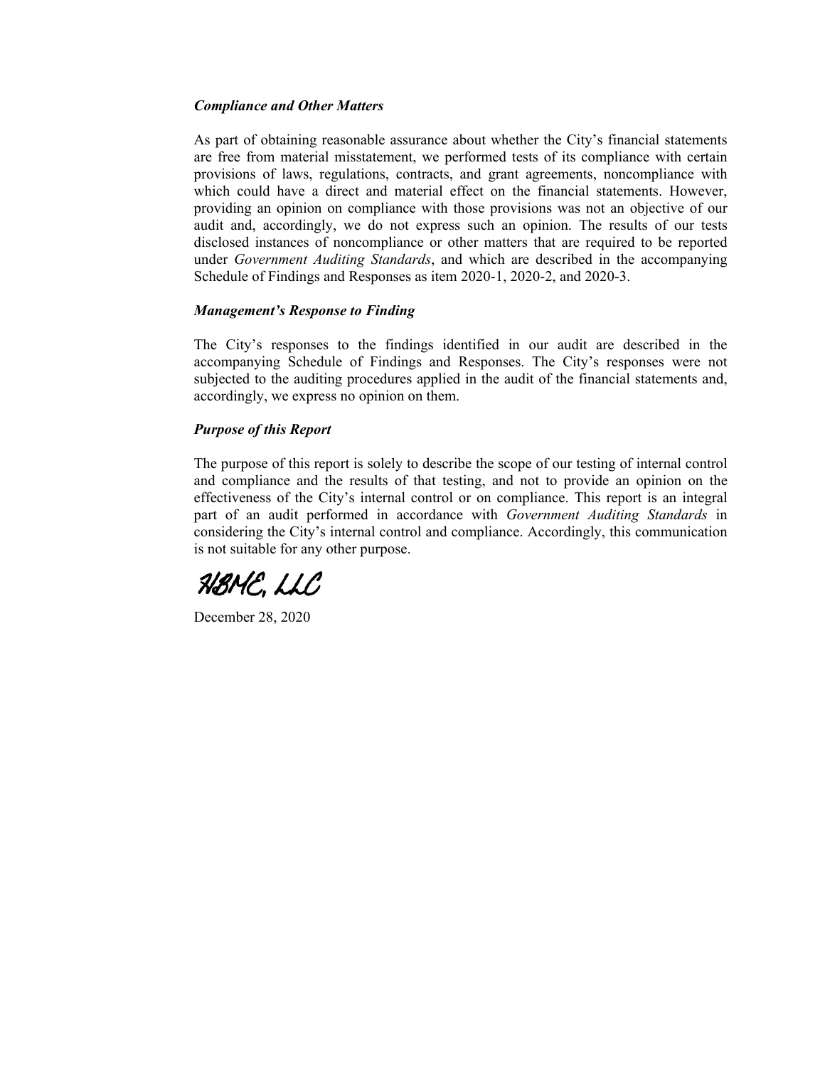***Compliance and Other Matters***

As part of obtaining reasonable assurance about whether the City's financial statements are free from material misstatement, we performed tests of its compliance with certain provisions of laws, regulations, contracts, and grant agreements, noncompliance with which could have a direct and material effect on the financial statements. However, providing an opinion on compliance with those provisions was not an objective of our audit and, accordingly, we do not express such an opinion. The results of our tests disclosed instances of noncompliance or other matters that are required to be reported under *Government Auditing Standards*, and which are described in the accompanying Schedule of Findings and Responses as item 2020-1, 2020-2, and 2020-3.

***Management's Response to Finding***

The City's responses to the findings identified in our audit are described in the accompanying Schedule of Findings and Responses. The City's responses were not subjected to the auditing procedures applied in the audit of the financial statements and, accordingly, we express no opinion on them.

***Purpose of this Report***

The purpose of this report is solely to describe the scope of our testing of internal control and compliance and the results of that testing, and not to provide an opinion on the effectiveness of the City's internal control or on compliance. This report is an integral part of an audit performed in accordance with *Government Auditing Standards* in considering the City's internal control and compliance. Accordingly, this communication is not suitable for any other purpose.

HBMC, LLC

December 28, 2020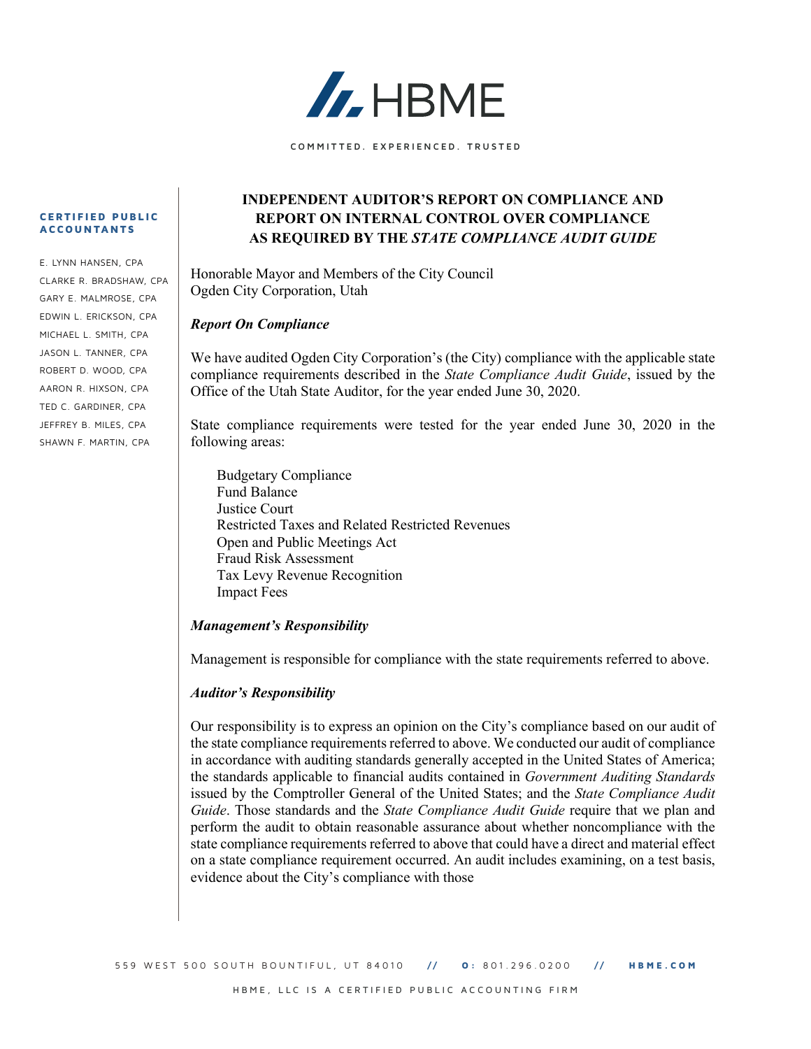HBME

COMMITTED. EXPERIENCED. TRUSTED

**CERTIFIED PUBLIC ACCOUNTANTS**

E. LYNN HANSEN, CPA
CLARKE R. BRADSHAW, CPA
GARY E. MALMROSE, CPA
EDWIN L. ERICKSON, CPA
MICHAEL L. SMITH, CPA
JASON L. TANNER, CPA
ROBERT D. WOOD, CPA
AARON R. HIXSON, CPA
TED C. GARDINER, CPA
JEFFREY B. MILES, CPA
SHAWN F. MARTIN, CPA

# INDEPENDENT AUDITOR'S REPORT ON COMPLIANCE AND REPORT ON INTERNAL CONTROL OVER COMPLIANCE AS REQUIRED BY THE *STATE COMPLIANCE AUDIT GUIDE*

Honorable Mayor and Members of the City Council
Ogden City Corporation, Utah

***Report On Compliance***

We have audited Ogden City Corporation's (the City) compliance with the applicable state compliance requirements described in the *State Compliance Audit Guide*, issued by the Office of the Utah State Auditor, for the year ended June 30, 2020.

State compliance requirements were tested for the year ended June 30, 2020 in the following areas:

Budgetary Compliance
Fund Balance
Justice Court
Restricted Taxes and Related Restricted Revenues
Open and Public Meetings Act
Fraud Risk Assessment
Tax Levy Revenue Recognition
Impact Fees

***Management's Responsibility***

Management is responsible for compliance with the state requirements referred to above.

***Auditor's Responsibility***

Our responsibility is to express an opinion on the City's compliance based on our audit of the state compliance requirements referred to above. We conducted our audit of compliance in accordance with auditing standards generally accepted in the United States of America; the standards applicable to financial audits contained in *Government Auditing Standards* issued by the Comptroller General of the United States; and the *State Compliance Audit Guide*. Those standards and the *State Compliance Audit Guide* require that we plan and perform the audit to obtain reasonable assurance about whether noncompliance with the state compliance requirements referred to above that could have a direct and material effect on a state compliance requirement occurred. An audit includes examining, on a test basis, evidence about the City's compliance with those

559 WEST 500 SOUTH BOUNTIFUL, UT 84010 // O: 801.296.0200 // HBME.COM

HBME, LLC IS A CERTIFIED PUBLIC ACCOUNTING FIRM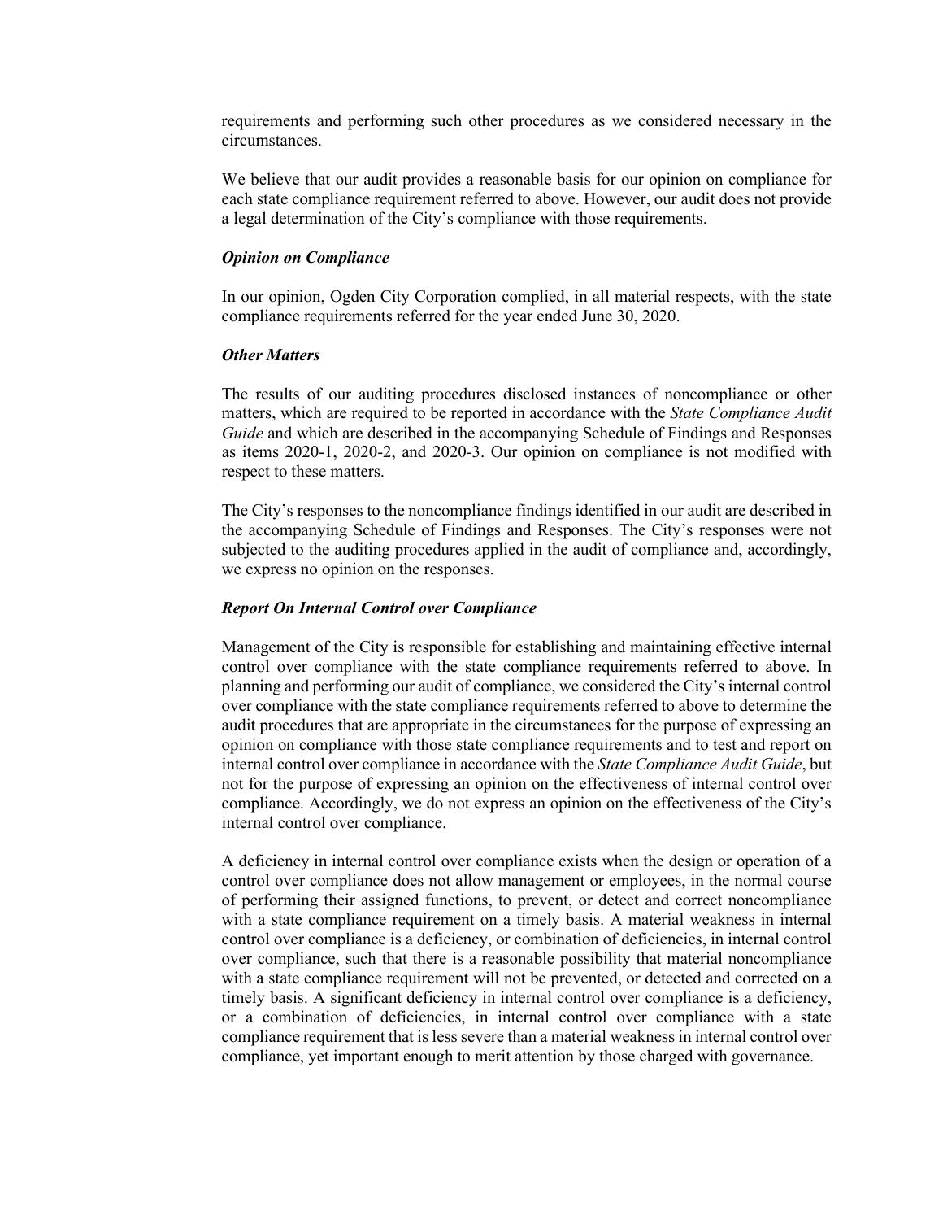requirements and performing such other procedures as we considered necessary in the circumstances.

We believe that our audit provides a reasonable basis for our opinion on compliance for each state compliance requirement referred to above. However, our audit does not provide a legal determination of the City's compliance with those requirements.

***Opinion on Compliance***

In our opinion, Ogden City Corporation complied, in all material respects, with the state compliance requirements referred for the year ended June 30, 2020.

***Other Matters***

The results of our auditing procedures disclosed instances of noncompliance or other matters, which are required to be reported in accordance with the *State Compliance Audit Guide* and which are described in the accompanying Schedule of Findings and Responses as items 2020-1, 2020-2, and 2020-3. Our opinion on compliance is not modified with respect to these matters.

The City's responses to the noncompliance findings identified in our audit are described in the accompanying Schedule of Findings and Responses. The City's responses were not subjected to the auditing procedures applied in the audit of compliance and, accordingly, we express no opinion on the responses.

***Report On Internal Control over Compliance***

Management of the City is responsible for establishing and maintaining effective internal control over compliance with the state compliance requirements referred to above. In planning and performing our audit of compliance, we considered the City's internal control over compliance with the state compliance requirements referred to above to determine the audit procedures that are appropriate in the circumstances for the purpose of expressing an opinion on compliance with those state compliance requirements and to test and report on internal control over compliance in accordance with the *State Compliance Audit Guide*, but not for the purpose of expressing an opinion on the effectiveness of internal control over compliance. Accordingly, we do not express an opinion on the effectiveness of the City's internal control over compliance.

A deficiency in internal control over compliance exists when the design or operation of a control over compliance does not allow management or employees, in the normal course of performing their assigned functions, to prevent, or detect and correct noncompliance with a state compliance requirement on a timely basis. A material weakness in internal control over compliance is a deficiency, or combination of deficiencies, in internal control over compliance, such that there is a reasonable possibility that material noncompliance with a state compliance requirement will not be prevented, or detected and corrected on a timely basis. A significant deficiency in internal control over compliance is a deficiency, or a combination of deficiencies, in internal control over compliance with a state compliance requirement that is less severe than a material weakness in internal control over compliance, yet important enough to merit attention by those charged with governance.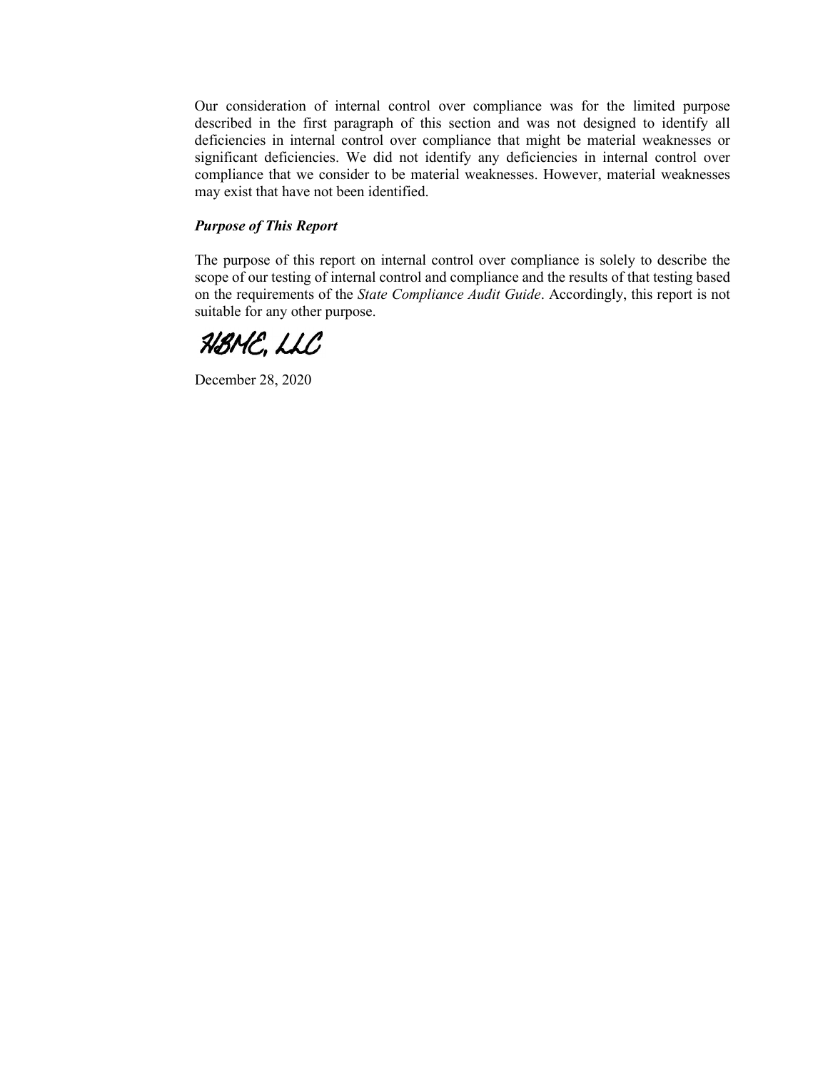Our consideration of internal control over compliance was for the limited purpose described in the first paragraph of this section and was not designed to identify all deficiencies in internal control over compliance that might be material weaknesses or significant deficiencies. We did not identify any deficiencies in internal control over compliance that we consider to be material weaknesses. However, material weaknesses may exist that have not been identified.

***Purpose of This Report***

The purpose of this report on internal control over compliance is solely to describe the scope of our testing of internal control and compliance and the results of that testing based on the requirements of the *State Compliance Audit Guide*. Accordingly, this report is not suitable for any other purpose.

HBMC, LLC

December 28, 2020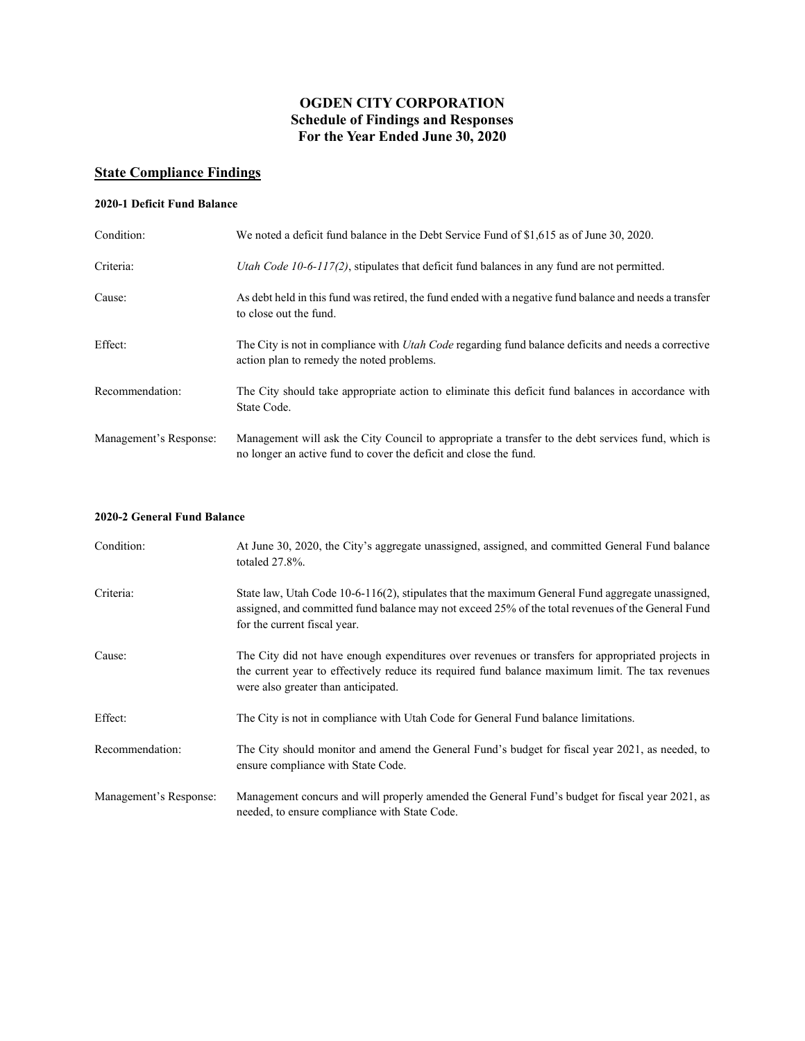# OGDEN CITY CORPORATION
## Schedule of Findings and Responses
## For the Year Ended June 30, 2020

## State Compliance Findings

### 2020-1 Deficit Fund Balance

Condition: We noted a deficit fund balance in the Debt Service Fund of $1,615 as of June 30, 2020.

Criteria: *Utah Code 10-6-117(2)*, stipulates that deficit fund balances in any fund are not permitted.

Cause: As debt held in this fund was retired, the fund ended with a negative fund balance and needs a transfer to close out the fund.

Effect: The City is not in compliance with *Utah Code* regarding fund balance deficits and needs a corrective action plan to remedy the noted problems.

Recommendation: The City should take appropriate action to eliminate this deficit fund balances in accordance with State Code.

Management's Response: Management will ask the City Council to appropriate a transfer to the debt services fund, which is no longer an active fund to cover the deficit and close the fund.

### 2020-2 General Fund Balance

Condition: At June 30, 2020, the City's aggregate unassigned, assigned, and committed General Fund balance totaled 27.8%.

Criteria: State law, Utah Code 10-6-116(2), stipulates that the maximum General Fund aggregate unassigned, assigned, and committed fund balance may not exceed 25% of the total revenues of the General Fund for the current fiscal year.

Cause: The City did not have enough expenditures over revenues or transfers for appropriated projects in the current year to effectively reduce its required fund balance maximum limit. The tax revenues were also greater than anticipated.

Effect: The City is not in compliance with Utah Code for General Fund balance limitations.

Recommendation: The City should monitor and amend the General Fund's budget for fiscal year 2021, as needed, to ensure compliance with State Code.

Management's Response: Management concurs and will properly amended the General Fund's budget for fiscal year 2021, as needed, to ensure compliance with State Code.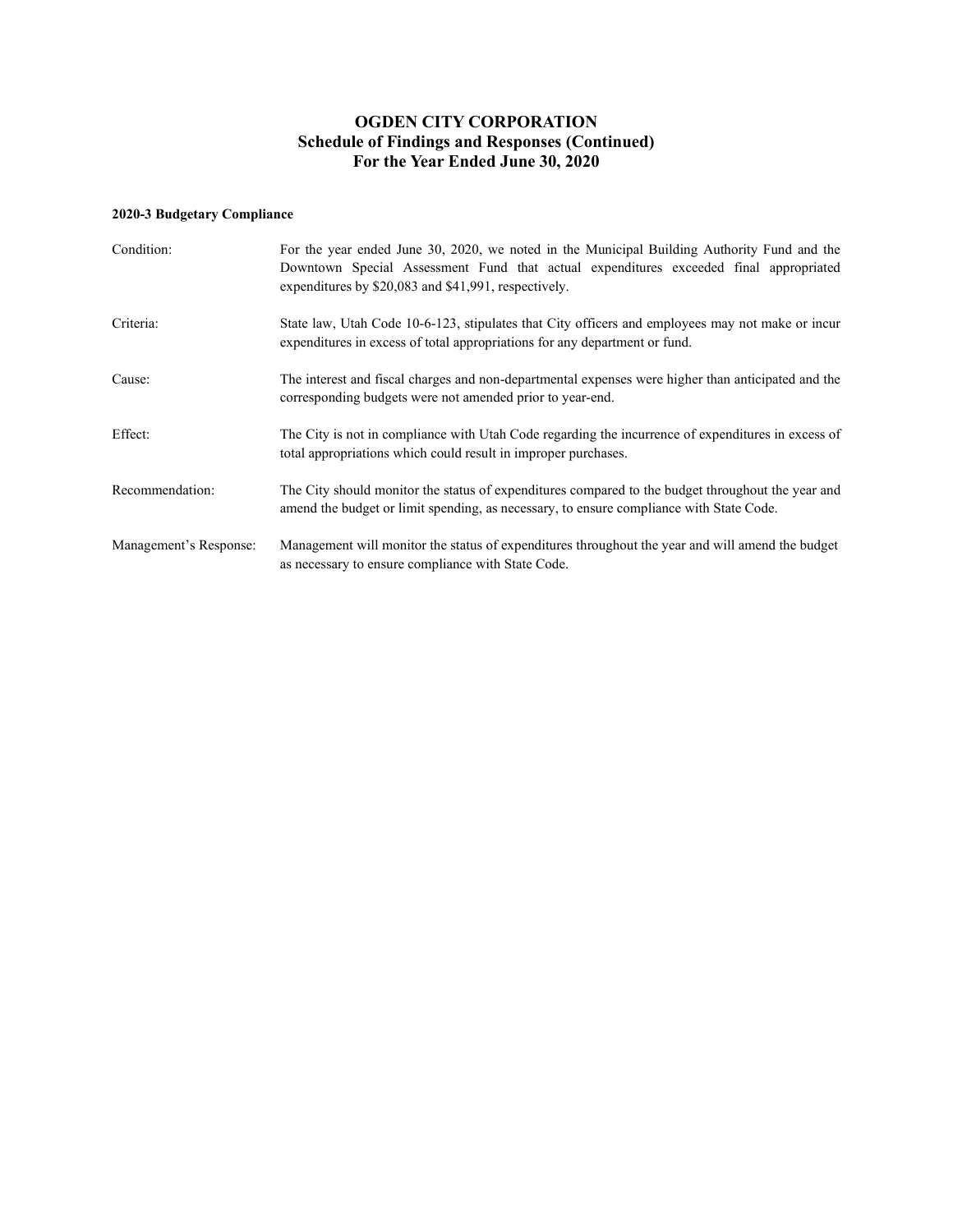# OGDEN CITY CORPORATION
## Schedule of Findings and Responses (Continued)
## For the Year Ended June 30, 2020

**2020-3 Budgetary Compliance**

| | |
|---|---|
| Condition: | For the year ended June 30, 2020, we noted in the Municipal Building Authority Fund and the Downtown Special Assessment Fund that actual expenditures exceeded final appropriated expenditures by $20,083 and $41,991, respectively. |
| Criteria: | State law, Utah Code 10-6-123, stipulates that City officers and employees may not make or incur expenditures in excess of total appropriations for any department or fund. |
| Cause: | The interest and fiscal charges and non-departmental expenses were higher than anticipated and the corresponding budgets were not amended prior to year-end. |
| Effect: | The City is not in compliance with Utah Code regarding the incurrence of expenditures in excess of total appropriations which could result in improper purchases. |
| Recommendation: | The City should monitor the status of expenditures compared to the budget throughout the year and amend the budget or limit spending, as necessary, to ensure compliance with State Code. |
| Management's Response: | Management will monitor the status of expenditures throughout the year and will amend the budget as necessary to ensure compliance with State Code. |